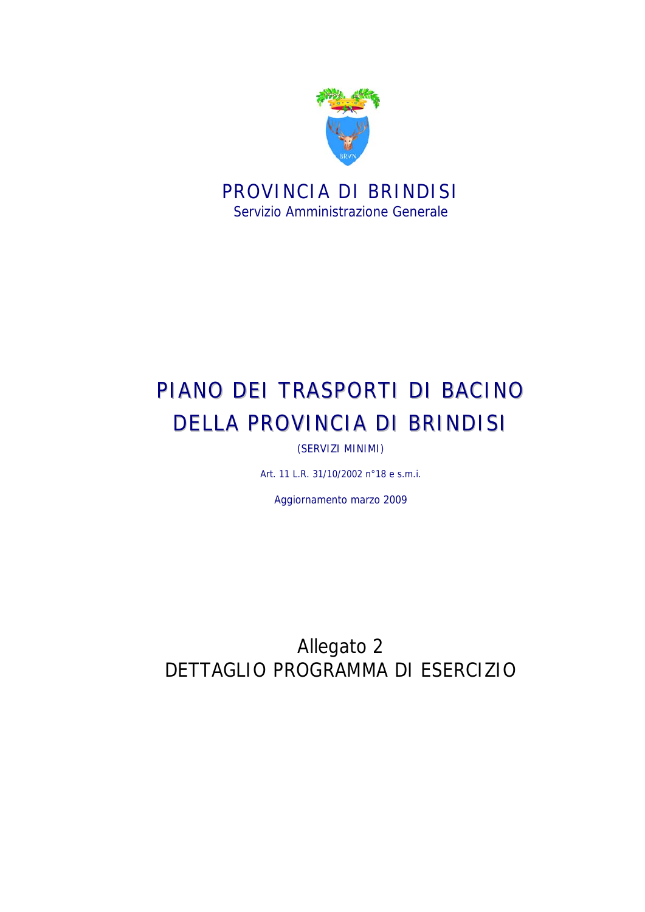# PROVINCIA DI BRINDISI

Servizio Amministrazione Generale

# PIANO DEI TRASPORTI DI BACINO DELLA PROVINCIA DI BRINDISI

(SERVIZI MINIMI)

Art. 11 L.R. 31/10/2002 n°18 e s.m.i.

Aggiornamento marzo 2009

## Allegato 2
## DETTAGLIO PROGRAMMA DI ESERCIZIO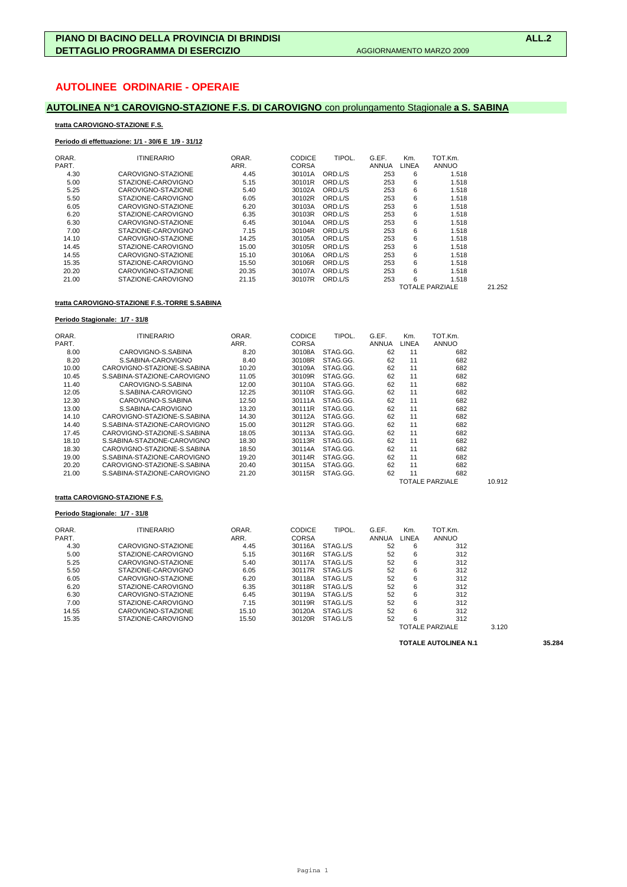**PIANO DI BACINO DELLA PROVINCIA DI BRINDISI** **ALL.2**
**DETTAGLIO PROGRAMMA DI ESERCIZIO** AGGIORNAMENTO MARZO 2009

# AUTOLINEE ORDINARIE - OPERAIE

## AUTOLINEA N°1 CAROVIGNO-STAZIONE F.S. DI CAROVIGNO con prolungamento Stagionale a S. SABINA

**tratta CAROVIGNO-STAZIONE F.S.**

**Periodo di effettuazione: 1/1 - 30/6 E 1/9 - 31/12**

| ORAR. PART. | ITINERARIO | ORAR. ARR. | CODICE CORSA | TIPOL. | G.EF. ANNUA | Km. LINEA | TOT.Km. ANNUO | |
|---|---|---|---|---|---|---|---|---|
| 4.30 | CAROVIGNO-STAZIONE | 4.45 | 30101A | ORD.L/S | 253 | 6 | 1.518 | |
| 5.00 | STAZIONE-CAROVIGNO | 5.15 | 30101R | ORD.L/S | 253 | 6 | 1.518 | |
| 5.25 | CAROVIGNO-STAZIONE | 5.40 | 30102A | ORD.L/S | 253 | 6 | 1.518 | |
| 5.50 | STAZIONE-CAROVIGNO | 6.05 | 30102R | ORD.L/S | 253 | 6 | 1.518 | |
| 6.05 | CAROVIGNO-STAZIONE | 6.20 | 30103A | ORD.L/S | 253 | 6 | 1.518 | |
| 6.20 | STAZIONE-CAROVIGNO | 6.35 | 30103R | ORD.L/S | 253 | 6 | 1.518 | |
| 6.30 | CAROVIGNO-STAZIONE | 6.45 | 30104A | ORD.L/S | 253 | 6 | 1.518 | |
| 7.00 | STAZIONE-CAROVIGNO | 7.15 | 30104R | ORD.L/S | 253 | 6 | 1.518 | |
| 14.10 | CAROVIGNO-STAZIONE | 14.25 | 30105A | ORD.L/S | 253 | 6 | 1.518 | |
| 14.45 | STAZIONE-CAROVIGNO | 15.00 | 30105R | ORD.L/S | 253 | 6 | 1.518 | |
| 14.55 | CAROVIGNO-STAZIONE | 15.10 | 30106A | ORD.L/S | 253 | 6 | 1.518 | |
| 15.35 | STAZIONE-CAROVIGNO | 15.50 | 30106R | ORD.L/S | 253 | 6 | 1.518 | |
| 20.20 | CAROVIGNO-STAZIONE | 20.35 | 30107A | ORD.L/S | 253 | 6 | 1.518 | |
| 21.00 | STAZIONE-CAROVIGNO | 21.15 | 30107R | ORD.L/S | 253 | 6 | 1.518 | |
| | | | | | | | TOTALE PARZIALE | 21.252 |

**tratta CAROVIGNO-STAZIONE F.S.-TORRE S.SABINA**

**Periodo Stagionale: 1/7 - 31/8**

| ORAR. PART. | ITINERARIO | ORAR. ARR. | CODICE CORSA | TIPOL. | G.EF. ANNUA | Km. LINEA | TOT.Km. ANNUO | |
|---|---|---|---|---|---|---|---|---|
| 8.00 | CAROVIGNO-S.SABINA | 8.20 | 30108A | STAG.GG. | 62 | 11 | 682 | |
| 8.20 | S.SABINA-CAROVIGNO | 8.40 | 30108R | STAG.GG. | 62 | 11 | 682 | |
| 10.00 | CAROVIGNO-STAZIONE-S.SABINA | 10.20 | 30109A | STAG.GG. | 62 | 11 | 682 | |
| 10.45 | S.SABINA-STAZIONE-CAROVIGNO | 11.05 | 30109R | STAG.GG. | 62 | 11 | 682 | |
| 11.40 | CAROVIGNO-S.SABINA | 12.00 | 30110A | STAG.GG. | 62 | 11 | 682 | |
| 12.05 | S.SABINA-CAROVIGNO | 12.25 | 30110R | STAG.GG. | 62 | 11 | 682 | |
| 12.30 | CAROVIGNO-S.SABINA | 12.50 | 30111A | STAG.GG. | 62 | 11 | 682 | |
| 13.00 | S.SABINA-CAROVIGNO | 13.20 | 30111R | STAG.GG. | 62 | 11 | 682 | |
| 14.10 | CAROVIGNO-STAZIONE-S.SABINA | 14.30 | 30112A | STAG.GG. | 62 | 11 | 682 | |
| 14.40 | S.SABINA-STAZIONE-CAROVIGNO | 15.00 | 30112R | STAG.GG. | 62 | 11 | 682 | |
| 17.45 | CAROVIGNO-STAZIONE-S.SABINA | 18.05 | 30113A | STAG.GG. | 62 | 11 | 682 | |
| 18.10 | S.SABINA-STAZIONE-CAROVIGNO | 18.30 | 30113R | STAG.GG. | 62 | 11 | 682 | |
| 18.30 | CAROVIGNO-STAZIONE-S.SABINA | 18.50 | 30114A | STAG.GG. | 62 | 11 | 682 | |
| 19.00 | S.SABINA-STAZIONE-CAROVIGNO | 19.20 | 30114R | STAG.GG. | 62 | 11 | 682 | |
| 20.20 | CAROVIGNO-STAZIONE-S.SABINA | 20.40 | 30115A | STAG.GG. | 62 | 11 | 682 | |
| 21.00 | S.SABINA-STAZIONE-CAROVIGNO | 21.20 | 30115R | STAG.GG. | 62 | 11 | 682 | |
| | | | | | | | TOTALE PARZIALE | 10.912 |

**tratta CAROVIGNO-STAZIONE F.S.**

**Periodo Stagionale: 1/7 - 31/8**

| ORAR. PART. | ITINERARIO | ORAR. ARR. | CODICE CORSA | TIPOL. | G.EF. ANNUA | Km. LINEA | TOT.Km. ANNUO | |
|---|---|---|---|---|---|---|---|---|
| 4.30 | CAROVIGNO-STAZIONE | 4.45 | 30116A | STAG.L/S | 52 | 6 | 312 | |
| 5.00 | STAZIONE-CAROVIGNO | 5.15 | 30116R | STAG.L/S | 52 | 6 | 312 | |
| 5.25 | CAROVIGNO-STAZIONE | 5.40 | 30117A | STAG.L/S | 52 | 6 | 312 | |
| 5.50 | STAZIONE-CAROVIGNO | 6.05 | 30117R | STAG.L/S | 52 | 6 | 312 | |
| 6.05 | CAROVIGNO-STAZIONE | 6.20 | 30118A | STAG.L/S | 52 | 6 | 312 | |
| 6.20 | STAZIONE-CAROVIGNO | 6.35 | 30118R | STAG.L/S | 52 | 6 | 312 | |
| 6.30 | CAROVIGNO-STAZIONE | 6.45 | 30119A | STAG.L/S | 52 | 6 | 312 | |
| 7.00 | STAZIONE-CAROVIGNO | 7.15 | 30119R | STAG.L/S | 52 | 6 | 312 | |
| 14.55 | CAROVIGNO-STAZIONE | 15.10 | 30120A | STAG.L/S | 52 | 6 | 312 | |
| 15.35 | STAZIONE-CAROVIGNO | 15.50 | 30120R | STAG.L/S | 52 | 6 | 312 | |
| | | | | | | | TOTALE PARZIALE | 3.120 |

**TOTALE AUTOLINEA N.1** **35.284**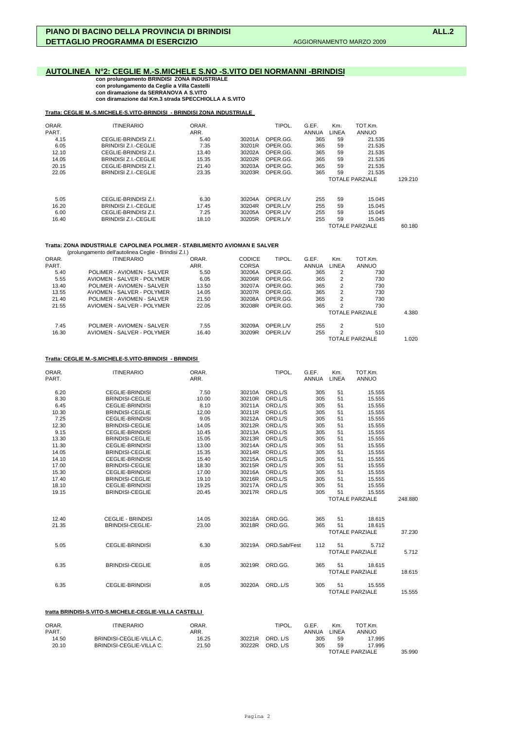## PIANO DI BACINO DELLA PROVINCIA DI BRINDISI — ALL.2
## DETTAGLIO PROGRAMMA DI ESERCIZIO — AGGIORNAMENTO MARZO 2009

### AUTOLINEA N°2: CEGLIE M.-S.MICHELE S.NO -S.VITO DEI NORMANNI -BRINDISI

**con prolungamento BRINDISI ZONA INDUSTRIALE**
**con prolungamento da Ceglie a Villa Castelli**
**con diramazione da SERRANOVA A S.VITO**
**con diramazione dal Km.3 strada SPECCHIOLLA A S.VITO**

**Tratta: CEGLIE M.-S.MICHELE-S.VITO-BRINDISI - BRINDISI ZONA INDUSTRIALE**

| ORAR. PART. | ITINERARIO | ORAR. ARR. | | TIPOL. | G.EF. ANNUA | Km. LINEA | TOT.Km. ANNUO | |
|---|---|---|---|---|---|---|---|---|
| 4.15 | CEGLIE-BRINDISI Z.I. | 5.40 | 30201A | OPER.GG. | 365 | 59 | 21.535 | |
| 6.05 | BRINDISI Z.I.-CEGLIE | 7.35 | 30201R | OPER.GG. | 365 | 59 | 21.535 | |
| 12.10 | CEGLIE-BRINDISI Z.I. | 13.40 | 30202A | OPER.GG. | 365 | 59 | 21.535 | |
| 14.05 | BRINDISI Z.I.-CEGLIE | 15.35 | 30202R | OPER.GG. | 365 | 59 | 21.535 | |
| 20.15 | CEGLIE-BRINDISI Z.I. | 21.40 | 30203A | OPER.GG. | 365 | 59 | 21.535 | |
| 22.05 | BRINDISI Z.I.-CEGLIE | 23.35 | 30203R | OPER.GG. | 365 | 59 | 21.535 | |
| | | | | | | | TOTALE PARZIALE | 129.210 |
| 5.05 | CEGLIE-BRINDISI Z.I. | 6.30 | 30204A | OPER.L/V | 255 | 59 | 15.045 | |
| 16.20 | BRINDISI Z.I.-CEGLIE | 17.45 | 30204R | OPER.L/V | 255 | 59 | 15.045 | |
| 6.00 | CEGLIE-BRINDISI Z.I. | 7.25 | 30205A | OPER.L/V | 255 | 59 | 15.045 | |
| 16.40 | BRINDISI Z.I.-CEGLIE | 18.10 | 30205R | OPER.L/V | 255 | 59 | 15.045 | |
| | | | | | | | TOTALE PARZIALE | 60.180 |

**Tratta: ZONA INDUSTRIALE CAPOLINEA POLIMER - STABILIMENTO AVIOMAN E SALVER**
(prolungamento dell'autolinea Ceglie - Brindisi Z.I.)

| ORAR. PART. | ITINERARIO | ORAR. ARR. | CODICE CORSA | TIPOL. | G.EF. ANNUA | Km. LINEA | TOT.Km. ANNUO | |
|---|---|---|---|---|---|---|---|---|
| 5.40 | POLIMER - AVIOMEN - SALVER | 5.50 | 30206A | OPER.GG. | 365 | 2 | 730 | |
| 5.55 | AVIOMEN - SALVER - POLYMER | 6.05 | 30206R | OPER.GG. | 365 | 2 | 730 | |
| 13.40 | POLIMER - AVIOMEN - SALVER | 13.50 | 30207A | OPER.GG. | 365 | 2 | 730 | |
| 13.55 | AVIOMEN - SALVER - POLYMER | 14.05 | 30207R | OPER.GG. | 365 | 2 | 730 | |
| 21.40 | POLIMER - AVIOMEN - SALVER | 21.50 | 30208A | OPER.GG. | 365 | 2 | 730 | |
| 21.55 | AVIOMEN - SALVER - POLYMER | 22.05 | 30208R | OPER.GG. | 365 | 2 | 730 | |
| | | | | | | | TOTALE PARZIALE | 4.380 |
| 7.45 | POLIMER - AVIOMEN - SALVER | 7.55 | 30209A | OPER.L/V | 255 | 2 | 510 | |
| 16.30 | AVIOMEN - SALVER - POLYMER | 16.40 | 30209R | OPER.L/V | 255 | 2 | 510 | |
| | | | | | | | TOTALE PARZIALE | 1.020 |

**Tratta: CEGLIE M.-S.MICHELE-S.VITO-BRINDISI - BRINDISI**

| ORAR. PART. | ITINERARIO | ORAR. ARR. | | TIPOL. | G.EF. ANNUA | Km. LINEA | TOT.Km. ANNUO | |
|---|---|---|---|---|---|---|---|---|
| 6.20 | CEGLIE-BRINDISI | 7.50 | 30210A | ORD.L/S | 305 | 51 | 15.555 | |
| 8.30 | BRINDISI-CEGLIE | 10.00 | 30210R | ORD.L/S | 305 | 51 | 15.555 | |
| 6.45 | CEGLIE-BRINDISI | 8.10 | 30211A | ORD.L/S | 305 | 51 | 15.555 | |
| 10.30 | BRINDISI-CEGLIE | 12.00 | 30211R | ORD.L/S | 305 | 51 | 15.555 | |
| 7.25 | CEGLIE-BRINDISI | 9.05 | 30212A | ORD.L/S | 305 | 51 | 15.555 | |
| 12.30 | BRINDISI-CEGLIE | 14.05 | 30212R | ORD.L/S | 305 | 51 | 15.555 | |
| 9.15 | CEGLIE-BRINDISI | 10.45 | 30213A | ORD.L/S | 305 | 51 | 15.555 | |
| 13.30 | BRINDISI-CEGLIE | 15.05 | 30213R | ORD.L/S | 305 | 51 | 15.555 | |
| 11.30 | CEGLIE-BRINDISI | 13.00 | 30214A | ORD.L/S | 305 | 51 | 15.555 | |
| 14.05 | BRINDISI-CEGLIE | 15.35 | 30214R | ORD.L/S | 305 | 51 | 15.555 | |
| 14.10 | CEGLIE-BRINDISI | 15.40 | 30215A | ORD.L/S | 305 | 51 | 15.555 | |
| 17.00 | BRINDISI-CEGLIE | 18.30 | 30215R | ORD.L/S | 305 | 51 | 15.555 | |
| 15.30 | CEGLIE-BRINDISI | 17.00 | 30216A | ORD.L/S | 305 | 51 | 15.555 | |
| 17.40 | BRINDISI-CEGLIE | 19.10 | 30216R | ORD.L/S | 305 | 51 | 15.555 | |
| 18.10 | CEGLIE-BRINDISI | 19.25 | 30217A | ORD.L/S | 305 | 51 | 15.555 | |
| 19.15 | BRINDISI-CEGLIE | 20.45 | 30217R | ORD.L/S | 305 | 51 | 15.555 | |
| | | | | | | | TOTALE PARZIALE | 248.880 |
| 12.40 | CEGLIE - BRINDISI | 14.05 | 30218A | ORD.GG. | 365 | 51 | 18.615 | |
| 21.35 | BRINDISI-CEGLIE- | 23.00 | 30218R | ORD.GG. | 365 | 51 | 18.615 | |
| | | | | | | | TOTALE PARZIALE | 37.230 |
| 5.05 | CEGLIE-BRINDISI | 6.30 | 30219A | ORD.Sab/Fest | 112 | 51 | 5.712 | |
| | | | | | | | TOTALE PARZIALE | 5.712 |
| 6.35 | BRINDISI-CEGLIE | 8.05 | 30219R | ORD.GG. | 365 | 51 | 18.615 | |
| | | | | | | | TOTALE PARZIALE | 18.615 |
| 6.35 | CEGLIE-BRINDISI | 8.05 | 30220A | ORD..L/S | 305 | 51 | 15.555 | |
| | | | | | | | TOTALE PARZIALE | 15.555 |

**tratta BRINDISI-S.VITO-S.MICHELE-CEGLIE-VILLA CASTELLI**

| ORAR. PART. | ITINERARIO | ORAR. ARR. | | TIPOL. | G.EF. ANNUA | Km. LINEA | TOT.Km. ANNUO | |
|---|---|---|---|---|---|---|---|---|
| 14.50 | BRINDISI-CEGLIE-VILLA C. | 16.25 | 30221R | ORD. L/S | 305 | 59 | 17.995 | |
| 20.10 | BRINDISI-CEGLIE-VILLA C. | 21.50 | 30222R | ORD. L/S | 305 | 59 | 17.995 | |
| | | | | | | | TOTALE PARZIALE | 35.990 |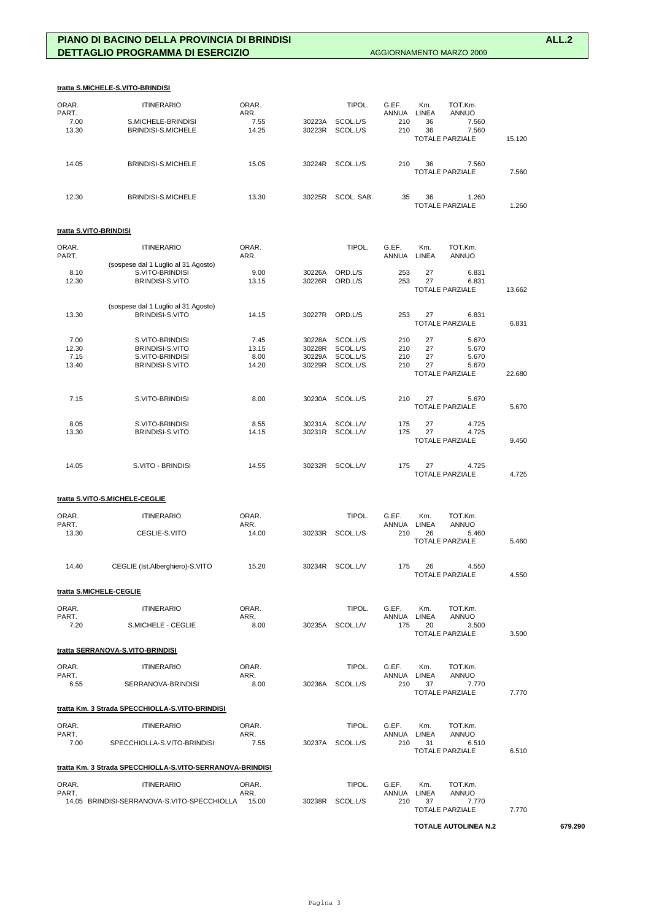# PIANO DI BACINO DELLA PROVINCIA DI BRINDISI

## DETTAGLIO PROGRAMMA DI ESERCIZIO

ALL.2

AGGIORNAMENTO MARZO 2009

**tratta S.MICHELE-S.VITO-BRINDISI**

| ORAR. PART. | ITINERARIO | ORAR. ARR. | | TIPOL. | G.EF. ANNUA | Km. LINEA | TOT.Km. ANNUO | |
|---|---|---|---|---|---|---|---|---|
| 7.00 | S.MICHELE-BRINDISI | 7.55 | 30223A | SCOL.L/S | 210 | 36 | 7.560 | |
| 13.30 | BRINDISI-S.MICHELE | 14.25 | 30223R | SCOL.L/S | 210 | 36 | 7.560 | |
| | | | | | | | TOTALE PARZIALE | 15.120 |
| 14.05 | BRINDISI-S.MICHELE | 15.05 | 30224R | SCOL.L/S | 210 | 36 | 7.560 | |
| | | | | | | | TOTALE PARZIALE | 7.560 |
| 12.30 | BRINDISI-S.MICHELE | 13.30 | 30225R | SCOL. SAB. | 35 | 36 | 1.260 | |
| | | | | | | | TOTALE PARZIALE | 1.260 |

**tratta S.VITO-BRINDISI**

| ORAR. PART. | ITINERARIO | ORAR. ARR. | | TIPOL. | G.EF. ANNUA | Km. LINEA | TOT.Km. ANNUO | |
|---|---|---|---|---|---|---|---|---|
| | (sospese dal 1 Luglio al 31 Agosto) | | | | | | | |
| 8.10 | S.VITO-BRINDISI | 9.00 | 30226A | ORD.L/S | 253 | 27 | 6.831 | |
| 12.30 | BRINDISI-S.VITO | 13.15 | 30226R | ORD.L/S | 253 | 27 | 6.831 | |
| | | | | | | | TOTALE PARZIALE | 13.662 |
| | (sospese dal 1 Luglio al 31 Agosto) | | | | | | | |
| 13.30 | BRINDISI-S.VITO | 14.15 | 30227R | ORD.L/S | 253 | 27 | 6.831 | |
| | | | | | | | TOTALE PARZIALE | 6.831 |
| 7.00 | S.VITO-BRINDISI | 7.45 | 30228A | SCOL.L/S | 210 | 27 | 5.670 | |
| 12.30 | BRINDISI-S.VITO | 13.15 | 30228R | SCOL.L/S | 210 | 27 | 5.670 | |
| 7.15 | S.VITO-BRINDISI | 8.00 | 30229A | SCOL.L/S | 210 | 27 | 5.670 | |
| 13.40 | BRINDISI-S.VITO | 14.20 | 30229R | SCOL.L/S | 210 | 27 | 5.670 | |
| | | | | | | | TOTALE PARZIALE | 22.680 |
| 7.15 | S.VITO-BRINDISI | 8.00 | 30230A | SCOL.L/S | 210 | 27 | 5.670 | |
| | | | | | | | TOTALE PARZIALE | 5.670 |
| 8.05 | S.VITO-BRINDISI | 8.55 | 30231A | SCOL.L/V | 175 | 27 | 4.725 | |
| 13.30 | BRINDISI-S.VITO | 14.15 | 30231R | SCOL.L/V | 175 | 27 | 4.725 | |
| | | | | | | | TOTALE PARZIALE | 9.450 |
| 14.05 | S.VITO - BRINDISI | 14.55 | 30232R | SCOL.L/V | 175 | 27 | 4.725 | |
| | | | | | | | TOTALE PARZIALE | 4.725 |

**tratta S.VITO-S.MICHELE-CEGLIE**

| ORAR. PART. | ITINERARIO | ORAR. ARR. | | TIPOL. | G.EF. ANNUA | Km. LINEA | TOT.Km. ANNUO | |
|---|---|---|---|---|---|---|---|---|
| 13.30 | CEGLIE-S.VITO | 14.00 | 30233R | SCOL.L/S | 210 | 26 | 5.460 | |
| | | | | | | | TOTALE PARZIALE | 5.460 |
| 14.40 | CEGLIE (Ist.Alberghiero)-S.VITO | 15.20 | 30234R | SCOL.L/V | 175 | 26 | 4.550 | |
| | | | | | | | TOTALE PARZIALE | 4.550 |

**tratta S.MICHELE-CEGLIE**

| ORAR. PART. | ITINERARIO | ORAR. ARR. | | TIPOL. | G.EF. ANNUA | Km. LINEA | TOT.Km. ANNUO | |
|---|---|---|---|---|---|---|---|---|
| 7.20 | S.MICHELE - CEGLIE | 8.00 | 30235A | SCOL.L/V | 175 | 20 | 3.500 | |
| | | | | | | | TOTALE PARZIALE | 3.500 |

**tratta SERRANOVA-S.VITO-BRINDISI**

| ORAR. PART. | ITINERARIO | ORAR. ARR. | | TIPOL. | G.EF. ANNUA | Km. LINEA | TOT.Km. ANNUO | |
|---|---|---|---|---|---|---|---|---|
| 6.55 | SERRANOVA-BRINDISI | 8.00 | 30236A | SCOL.L/S | 210 | 37 | 7.770 | |
| | | | | | | | TOTALE PARZIALE | 7.770 |

**tratta Km. 3 Strada SPECCHIOLLA-S.VITO-BRINDISI**

| ORAR. PART. | ITINERARIO | ORAR. ARR. | | TIPOL. | G.EF. ANNUA | Km. LINEA | TOT.Km. ANNUO | |
|---|---|---|---|---|---|---|---|---|
| 7.00 | SPECCHIOLLA-S.VITO-BRINDISI | 7.55 | 30237A | SCOL.L/S | 210 | 31 | 6.510 | |
| | | | | | | | TOTALE PARZIALE | 6.510 |

**tratta Km. 3 Strada SPECCHIOLLA-S.VITO-SERRANOVA-BRINDISI**

| ORAR. PART. | ITINERARIO | ORAR. ARR. | | TIPOL. | G.EF. ANNUA | Km. LINEA | TOT.Km. ANNUO | |
|---|---|---|---|---|---|---|---|---|
| 14.05 | BRINDISI-SERRANOVA-S.VITO-SPECCHIOLLA | 15.00 | 30238R | SCOL.L/S | 210 | 37 | 7.770 | |
| | | | | | | | TOTALE PARZIALE | 7.770 |

**TOTALE AUTOLINEA N.2** **679.290**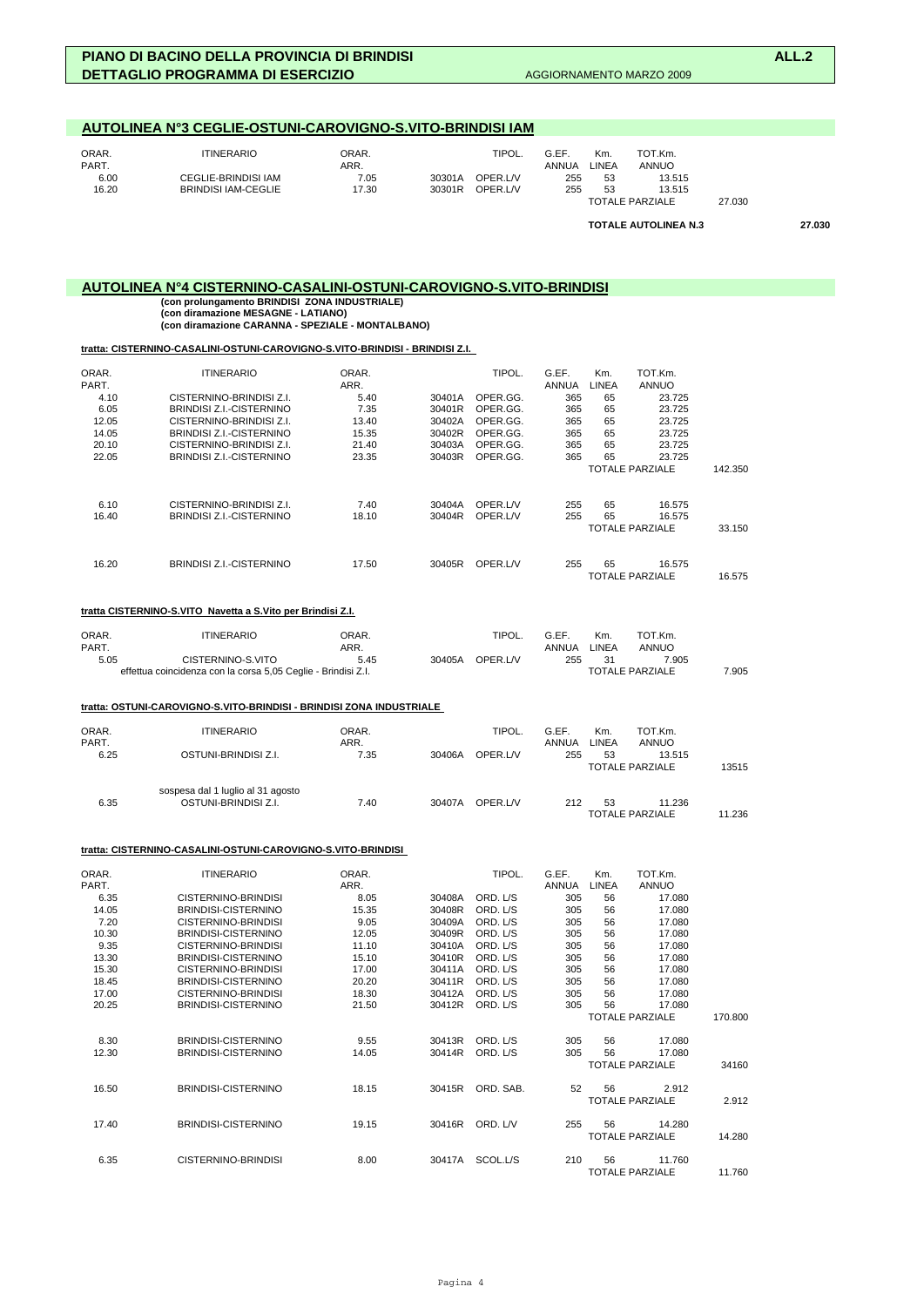**PIANO DI BACINO DELLA PROVINCIA DI BRINDISI** **ALL.2**

**DETTAGLIO PROGRAMMA DI ESERCIZIO** AGGIORNAMENTO MARZO 2009

## AUTOLINEA N°3 CEGLIE-OSTUNI-CAROVIGNO-S.VITO-BRINDISI IAM

| ORAR. PART. | ITINERARIO | ORAR. ARR. | | TIPOL. | G.EF. ANNUA | Km. LINEA | TOT.Km. ANNUO | | |
|---|---|---|---|---|---|---|---|---|---|
| 6.00 | CEGLIE-BRINDISI IAM | 7.05 | 30301A | OPER.L/V | 255 | 53 | 13.515 | | |
| 16.20 | BRINDISI IAM-CEGLIE | 17.30 | 30301R | OPER.L/V | 255 | 53 | 13.515 | | |
| | | | | | | | TOTALE PARZIALE | 27.030 | |
| | | | | | | | **TOTALE AUTOLINEA N.3** | | **27.030** |

## AUTOLINEA N°4 CISTERNINO-CASALINI-OSTUNI-CAROVIGNO-S.VITO-BRINDISI

**(con prolungamento BRINDISI ZONA INDUSTRIALE)**
**(con diramazione MESAGNE - LATIANO)**
**(con diramazione CARANNA - SPEZIALE - MONTALBANO)**

**tratta: CISTERNINO-CASALINI-OSTUNI-CAROVIGNO-S.VITO-BRINDISI - BRINDISI Z.I.**

| ORAR. PART. | ITINERARIO | ORAR. ARR. | | TIPOL. | G.EF. ANNUA | Km. LINEA | TOT.Km. ANNUO | |
|---|---|---|---|---|---|---|---|---|
| 4.10 | CISTERNINO-BRINDISI Z.I. | 5.40 | 30401A | OPER.GG. | 365 | 65 | 23.725 | |
| 6.05 | BRINDISI Z.I.-CISTERNINO | 7.35 | 30401R | OPER.GG. | 365 | 65 | 23.725 | |
| 12.05 | CISTERNINO-BRINDISI Z.I. | 13.40 | 30402A | OPER.GG. | 365 | 65 | 23.725 | |
| 14.05 | BRINDISI Z.I.-CISTERNINO | 15.35 | 30402R | OPER.GG. | 365 | 65 | 23.725 | |
| 20.10 | CISTERNINO-BRINDISI Z.I. | 21.40 | 30403A | OPER.GG. | 365 | 65 | 23.725 | |
| 22.05 | BRINDISI Z.I.-CISTERNINO | 23.35 | 30403R | OPER.GG. | 365 | 65 | 23.725 | |
| | | | | | | | TOTALE PARZIALE | 142.350 |
| 6.10 | CISTERNINO-BRINDISI Z.I. | 7.40 | 30404A | OPER.L/V | 255 | 65 | 16.575 | |
| 16.40 | BRINDISI Z.I.-CISTERNINO | 18.10 | 30404R | OPER.L/V | 255 | 65 | 16.575 | |
| | | | | | | | TOTALE PARZIALE | 33.150 |
| 16.20 | BRINDISI Z.I.-CISTERNINO | 17.50 | 30405R | OPER.L/V | 255 | 65 | 16.575 | |
| | | | | | | | TOTALE PARZIALE | 16.575 |

**tratta CISTERNINO-S.VITO Navetta a S.Vito per Brindisi Z.I.**

| ORAR. PART. | ITINERARIO | ORAR. ARR. | | TIPOL. | G.EF. ANNUA | Km. LINEA | TOT.Km. ANNUO | |
|---|---|---|---|---|---|---|---|---|
| 5.05 | CISTERNINO-S.VITO | 5.45 | 30405A | OPER.L/V | 255 | 31 | 7.905 | |
| | effettua coincidenza con la corsa 5,05 Ceglie - Brindisi Z.I. | | | | | | TOTALE PARZIALE | 7.905 |

**tratta: OSTUNI-CAROVIGNO-S.VITO-BRINDISI - BRINDISI ZONA INDUSTRIALE**

| ORAR. PART. | ITINERARIO | ORAR. ARR. | | TIPOL. | G.EF. ANNUA | Km. LINEA | TOT.Km. ANNUO | |
|---|---|---|---|---|---|---|---|---|
| 6.25 | OSTUNI-BRINDISI Z.I. | 7.35 | 30406A | OPER.L/V | 255 | 53 | 13.515 | |
| | | | | | | | TOTALE PARZIALE | 13515 |
| | sospesa dal 1 luglio al 31 agosto | | | | | | | |
| 6.35 | OSTUNI-BRINDISI Z.I. | 7.40 | 30407A | OPER.L/V | 212 | 53 | 11.236 | |
| | | | | | | | TOTALE PARZIALE | 11.236 |

**tratta: CISTERNINO-CASALINI-OSTUNI-CAROVIGNO-S.VITO-BRINDISI**

| ORAR. PART. | ITINERARIO | ORAR. ARR. | | TIPOL. | G.EF. ANNUA | Km. LINEA | TOT.Km. ANNUO | |
|---|---|---|---|---|---|---|---|---|
| 6.35 | CISTERNINO-BRINDISI | 8.05 | 30408A | ORD. L/S | 305 | 56 | 17.080 | |
| 14.05 | BRINDISI-CISTERNINO | 15.35 | 30408R | ORD. L/S | 305 | 56 | 17.080 | |
| 7.20 | CISTERNINO-BRINDISI | 9.05 | 30409A | ORD. L/S | 305 | 56 | 17.080 | |
| 10.30 | BRINDISI-CISTERNINO | 12.05 | 30409R | ORD. L/S | 305 | 56 | 17.080 | |
| 9.35 | CISTERNINO-BRINDISI | 11.10 | 30410A | ORD. L/S | 305 | 56 | 17.080 | |
| 13.30 | BRINDISI-CISTERNINO | 15.10 | 30410R | ORD. L/S | 305 | 56 | 17.080 | |
| 15.30 | CISTERNINO-BRINDISI | 17.00 | 30411A | ORD. L/S | 305 | 56 | 17.080 | |
| 18.45 | BRINDISI-CISTERNINO | 20.20 | 30411R | ORD. L/S | 305 | 56 | 17.080 | |
| 17.00 | CISTERNINO-BRINDISI | 18.30 | 30412A | ORD. L/S | 305 | 56 | 17.080 | |
| 20.25 | BRINDISI-CISTERNINO | 21.50 | 30412R | ORD. L/S | 305 | 56 | 17.080 | |
| | | | | | | | TOTALE PARZIALE | 170.800 |
| 8.30 | BRINDISI-CISTERNINO | 9.55 | 30413R | ORD. L/S | 305 | 56 | 17.080 | |
| 12.30 | BRINDISI-CISTERNINO | 14.05 | 30414R | ORD. L/S | 305 | 56 | 17.080 | |
| | | | | | | | TOTALE PARZIALE | 34160 |
| 16.50 | BRINDISI-CISTERNINO | 18.15 | 30415R | ORD. SAB. | 52 | 56 | 2.912 | |
| | | | | | | | TOTALE PARZIALE | 2.912 |
| 17.40 | BRINDISI-CISTERNINO | 19.15 | 30416R | ORD. L/V | 255 | 56 | 14.280 | |
| | | | | | | | TOTALE PARZIALE | 14.280 |
| 6.35 | CISTERNINO-BRINDISI | 8.00 | 30417A | SCOL.L/S | 210 | 56 | 11.760 | |
| | | | | | | | TOTALE PARZIALE | 11.760 |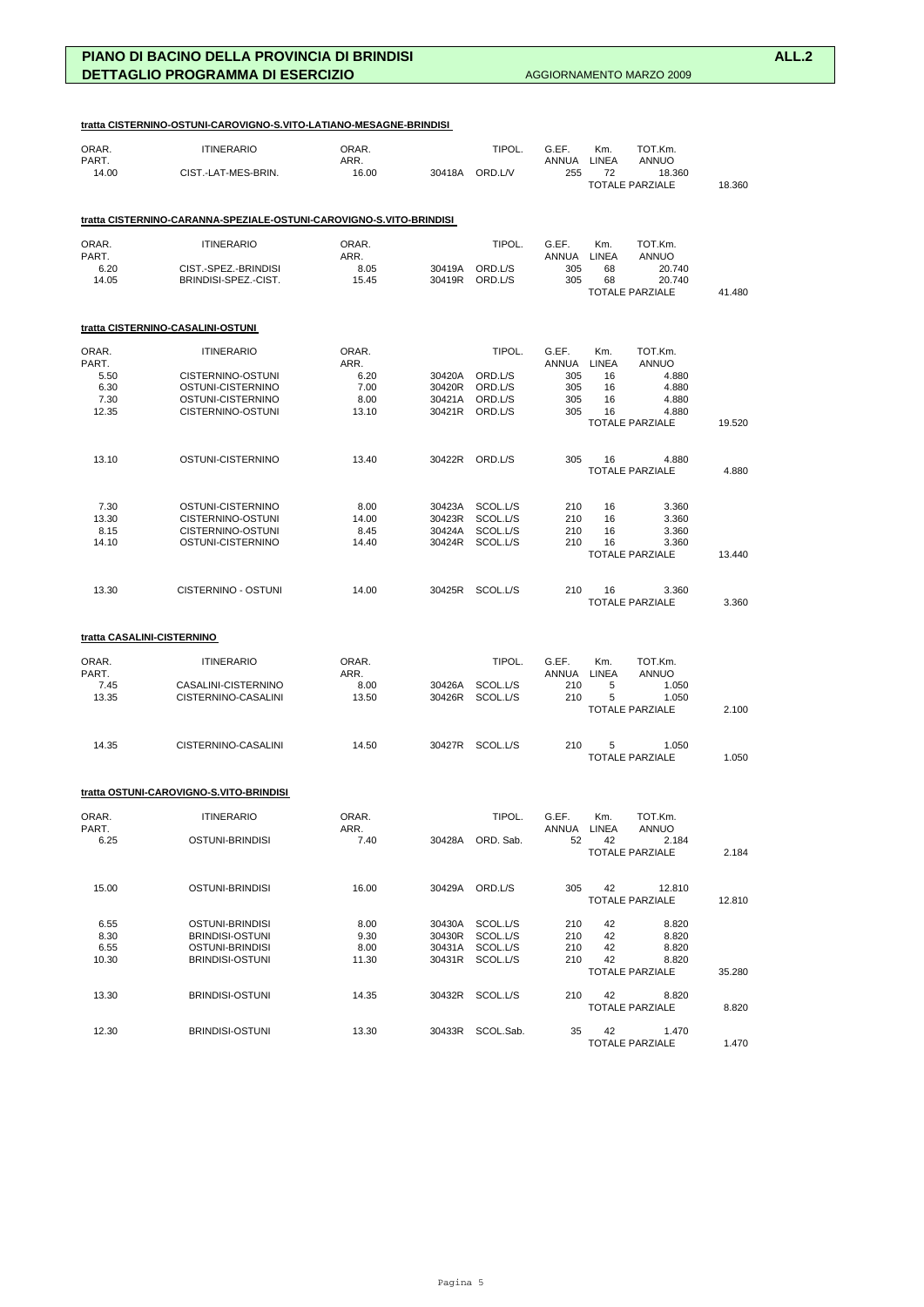**PIANO DI BACINO DELLA PROVINCIA DI BRINDISI** **ALL.2**
**DETTAGLIO PROGRAMMA DI ESERCIZIO** AGGIORNAMENTO MARZO 2009

**tratta CISTERNINO-OSTUNI-CAROVIGNO-S.VITO-LATIANO-MESAGNE-BRINDISI**

| ORAR. PART. | ITINERARIO | ORAR. ARR. | | TIPOL. | G.EF. ANNUA | Km. LINEA | TOT.Km. ANNUO | |
|---|---|---|---|---|---|---|---|---|
| 14.00 | CIST.-LAT-MES-BRIN. | 16.00 | 30418A | ORD.L/V | 255 | 72 | 18.360 | |
| | | | | | | | TOTALE PARZIALE | 18.360 |

**tratta CISTERNINO-CARANNA-SPEZIALE-OSTUNI-CAROVIGNO-S.VITO-BRINDISI**

| ORAR. PART. | ITINERARIO | ORAR. ARR. | | TIPOL. | G.EF. ANNUA | Km. LINEA | TOT.Km. ANNUO | |
|---|---|---|---|---|---|---|---|---|
| 6.20 | CIST.-SPEZ.-BRINDISI | 8.05 | 30419A | ORD.L/S | 305 | 68 | 20.740 | |
| 14.05 | BRINDISI-SPEZ.-CIST. | 15.45 | 30419R | ORD.L/S | 305 | 68 | 20.740 | |
| | | | | | | | TOTALE PARZIALE | 41.480 |

**tratta CISTERNINO-CASALINI-OSTUNI**

| ORAR. PART. | ITINERARIO | ORAR. ARR. | | TIPOL. | G.EF. ANNUA | Km. LINEA | TOT.Km. ANNUO | |
|---|---|---|---|---|---|---|---|---|
| 5.50 | CISTERNINO-OSTUNI | 6.20 | 30420A | ORD.L/S | 305 | 16 | 4.880 | |
| 6.30 | OSTUNI-CISTERNINO | 7.00 | 30420R | ORD.L/S | 305 | 16 | 4.880 | |
| 7.30 | OSTUNI-CISTERNINO | 8.00 | 30421A | ORD.L/S | 305 | 16 | 4.880 | |
| 12.35 | CISTERNINO-OSTUNI | 13.10 | 30421R | ORD.L/S | 305 | 16 | 4.880 | |
| | | | | | | | TOTALE PARZIALE | 19.520 |
| 13.10 | OSTUNI-CISTERNINO | 13.40 | 30422R | ORD.L/S | 305 | 16 | 4.880 | |
| | | | | | | | TOTALE PARZIALE | 4.880 |
| 7.30 | OSTUNI-CISTERNINO | 8.00 | 30423A | SCOL.L/S | 210 | 16 | 3.360 | |
| 13.30 | CISTERNINO-OSTUNI | 14.00 | 30423R | SCOL.L/S | 210 | 16 | 3.360 | |
| 8.15 | CISTERNINO-OSTUNI | 8.45 | 30424A | SCOL.L/S | 210 | 16 | 3.360 | |
| 14.10 | OSTUNI-CISTERNINO | 14.40 | 30424R | SCOL.L/S | 210 | 16 | 3.360 | |
| | | | | | | | TOTALE PARZIALE | 13.440 |
| 13.30 | CISTERNINO - OSTUNI | 14.00 | 30425R | SCOL.L/S | 210 | 16 | 3.360 | |
| | | | | | | | TOTALE PARZIALE | 3.360 |

**tratta CASALINI-CISTERNINO**

| ORAR. PART. | ITINERARIO | ORAR. ARR. | | TIPOL. | G.EF. ANNUA | Km. LINEA | TOT.Km. ANNUO | |
|---|---|---|---|---|---|---|---|---|
| 7.45 | CASALINI-CISTERNINO | 8.00 | 30426A | SCOL.L/S | 210 | 5 | 1.050 | |
| 13.35 | CISTERNINO-CASALINI | 13.50 | 30426R | SCOL.L/S | 210 | 5 | 1.050 | |
| | | | | | | | TOTALE PARZIALE | 2.100 |
| 14.35 | CISTERNINO-CASALINI | 14.50 | 30427R | SCOL.L/S | 210 | 5 | 1.050 | |
| | | | | | | | TOTALE PARZIALE | 1.050 |

**tratta OSTUNI-CAROVIGNO-S.VITO-BRINDISI**

| ORAR. PART. | ITINERARIO | ORAR. ARR. | | TIPOL. | G.EF. ANNUA | Km. LINEA | TOT.Km. ANNUO | |
|---|---|---|---|---|---|---|---|---|
| 6.25 | OSTUNI-BRINDISI | 7.40 | 30428A | ORD. Sab. | 52 | 42 | 2.184 | |
| | | | | | | | TOTALE PARZIALE | 2.184 |
| 15.00 | OSTUNI-BRINDISI | 16.00 | 30429A | ORD.L/S | 305 | 42 | 12.810 | |
| | | | | | | | TOTALE PARZIALE | 12.810 |
| 6.55 | OSTUNI-BRINDISI | 8.00 | 30430A | SCOL.L/S | 210 | 42 | 8.820 | |
| 8.30 | BRINDISI-OSTUNI | 9.30 | 30430R | SCOL.L/S | 210 | 42 | 8.820 | |
| 6.55 | OSTUNI-BRINDISI | 8.00 | 30431A | SCOL.L/S | 210 | 42 | 8.820 | |
| 10.30 | BRINDISI-OSTUNI | 11.30 | 30431R | SCOL.L/S | 210 | 42 | 8.820 | |
| | | | | | | | TOTALE PARZIALE | 35.280 |
| 13.30 | BRINDISI-OSTUNI | 14.35 | 30432R | SCOL.L/S | 210 | 42 | 8.820 | |
| | | | | | | | TOTALE PARZIALE | 8.820 |
| 12.30 | BRINDISI-OSTUNI | 13.30 | 30433R | SCOL.Sab. | 35 | 42 | 1.470 | |
| | | | | | | | TOTALE PARZIALE | 1.470 |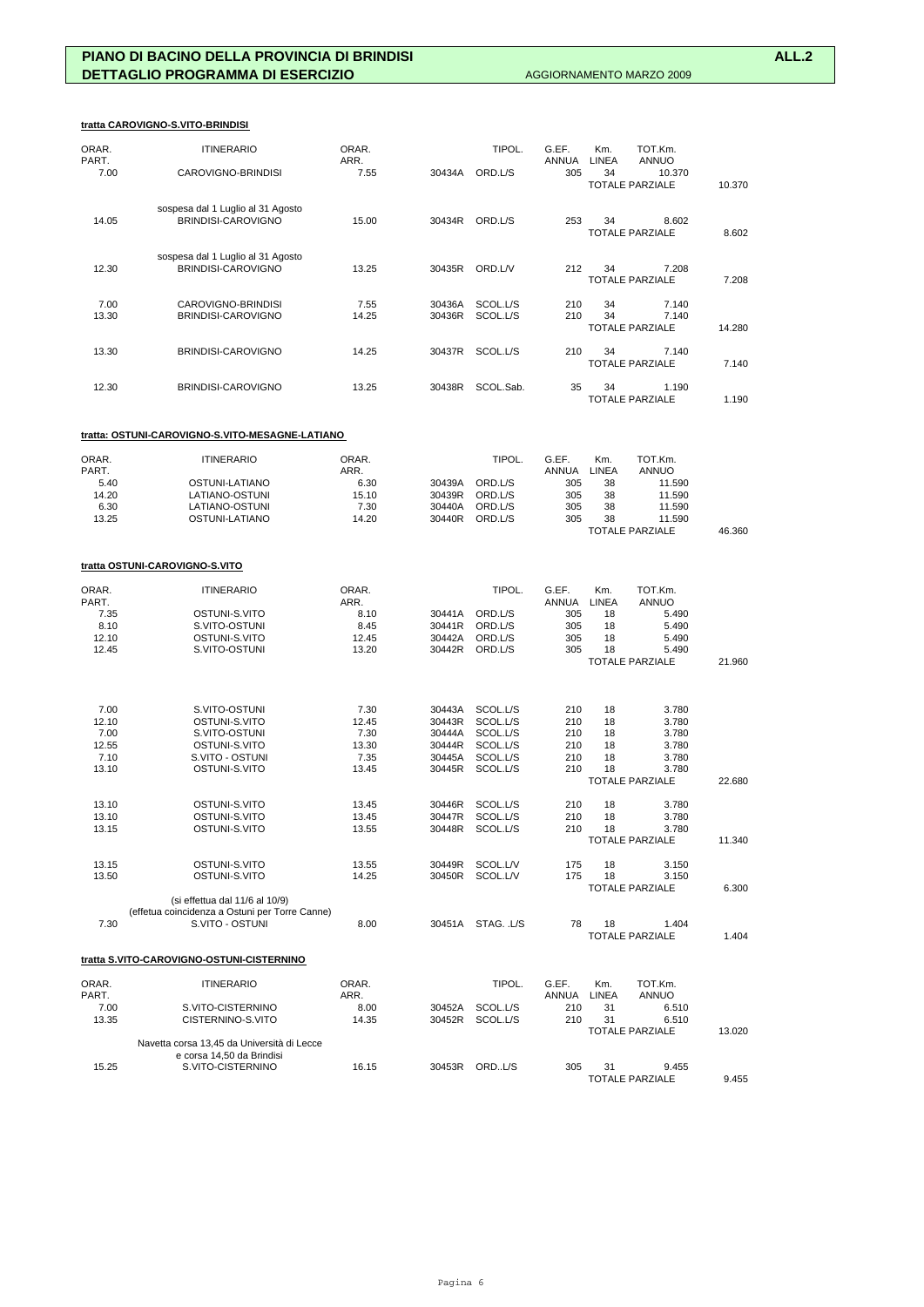# PIANO DI BACINO DELLA PROVINCIA DI BRINDISI

## DETTAGLIO PROGRAMMA DI ESERCIZIO

AGGIORNAMENTO MARZO 2009

ALL.2

### tratta CAROVIGNO-S.VITO-BRINDISI

| ORAR. PART. | ITINERARIO | ORAR. ARR. | | TIPOL. | G.EF. ANNUA | Km. LINEA | TOT.Km. ANNUO | |
|---|---|---|---|---|---|---|---|---|
| 7.00 | CAROVIGNO-BRINDISI | 7.55 | 30434A | ORD.L/S | 305 | 34 | 10.370 | |
| | | | | | | | TOTALE PARZIALE | 10.370 |
| | sospesa dal 1 Luglio al 31 Agosto | | | | | | | |
| 14.05 | BRINDISI-CAROVIGNO | 15.00 | 30434R | ORD.L/S | 253 | 34 | 8.602 | |
| | | | | | | | TOTALE PARZIALE | 8.602 |
| | sospesa dal 1 Luglio al 31 Agosto | | | | | | | |
| 12.30 | BRINDISI-CAROVIGNO | 13.25 | 30435R | ORD.L/V | 212 | 34 | 7.208 | |
| | | | | | | | TOTALE PARZIALE | 7.208 |
| 7.00 | CAROVIGNO-BRINDISI | 7.55 | 30436A | SCOL.L/S | 210 | 34 | 7.140 | |
| 13.30 | BRINDISI-CAROVIGNO | 14.25 | 30436R | SCOL.L/S | 210 | 34 | 7.140 | |
| | | | | | | | TOTALE PARZIALE | 14.280 |
| 13.30 | BRINDISI-CAROVIGNO | 14.25 | 30437R | SCOL.L/S | 210 | 34 | 7.140 | |
| | | | | | | | TOTALE PARZIALE | 7.140 |
| 12.30 | BRINDISI-CAROVIGNO | 13.25 | 30438R | SCOL.Sab. | 35 | 34 | 1.190 | |
| | | | | | | | TOTALE PARZIALE | 1.190 |

### tratta: OSTUNI-CAROVIGNO-S.VITO-MESAGNE-LATIANO

| ORAR. PART. | ITINERARIO | ORAR. ARR. | | TIPOL. | G.EF. ANNUA | Km. LINEA | TOT.Km. ANNUO | |
|---|---|---|---|---|---|---|---|---|
| 5.40 | OSTUNI-LATIANO | 6.30 | 30439A | ORD.L/S | 305 | 38 | 11.590 | |
| 14.20 | LATIANO-OSTUNI | 15.10 | 30439R | ORD.L/S | 305 | 38 | 11.590 | |
| 6.30 | LATIANO-OSTUNI | 7.30 | 30440A | ORD.L/S | 305 | 38 | 11.590 | |
| 13.25 | OSTUNI-LATIANO | 14.20 | 30440R | ORD.L/S | 305 | 38 | 11.590 | |
| | | | | | | | TOTALE PARZIALE | 46.360 |

### tratta OSTUNI-CAROVIGNO-S.VITO

| ORAR. PART. | ITINERARIO | ORAR. ARR. | | TIPOL. | G.EF. ANNUA | Km. LINEA | TOT.Km. ANNUO | |
|---|---|---|---|---|---|---|---|---|
| 7.35 | OSTUNI-S.VITO | 8.10 | 30441A | ORD.L/S | 305 | 18 | 5.490 | |
| 8.10 | S.VITO-OSTUNI | 8.45 | 30441R | ORD.L/S | 305 | 18 | 5.490 | |
| 12.10 | OSTUNI-S.VITO | 12.45 | 30442A | ORD.L/S | 305 | 18 | 5.490 | |
| 12.45 | S.VITO-OSTUNI | 13.20 | 30442R | ORD.L/S | 305 | 18 | 5.490 | |
| | | | | | | | TOTALE PARZIALE | 21.960 |
| 7.00 | S.VITO-OSTUNI | 7.30 | 30443A | SCOL.L/S | 210 | 18 | 3.780 | |
| 12.10 | OSTUNI-S.VITO | 12.45 | 30443R | SCOL.L/S | 210 | 18 | 3.780 | |
| 7.00 | S.VITO-OSTUNI | 7.30 | 30444A | SCOL.L/S | 210 | 18 | 3.780 | |
| 12.55 | OSTUNI-S.VITO | 13.30 | 30444R | SCOL.L/S | 210 | 18 | 3.780 | |
| 7.10 | S.VITO - OSTUNI | 7.35 | 30445A | SCOL.L/S | 210 | 18 | 3.780 | |
| 13.10 | OSTUNI-S.VITO | 13.45 | 30445R | SCOL.L/S | 210 | 18 | 3.780 | |
| | | | | | | | TOTALE PARZIALE | 22.680 |
| 13.10 | OSTUNI-S.VITO | 13.45 | 30446R | SCOL.L/S | 210 | 18 | 3.780 | |
| 13.10 | OSTUNI-S.VITO | 13.45 | 30447R | SCOL.L/S | 210 | 18 | 3.780 | |
| 13.15 | OSTUNI-S.VITO | 13.55 | 30448R | SCOL.L/S | 210 | 18 | 3.780 | |
| | | | | | | | TOTALE PARZIALE | 11.340 |
| 13.15 | OSTUNI-S.VITO | 13.55 | 30449R | SCOL.L/V | 175 | 18 | 3.150 | |
| 13.50 | OSTUNI-S.VITO | 14.25 | 30450R | SCOL.L/V | 175 | 18 | 3.150 | |
| | | | | | | | TOTALE PARZIALE | 6.300 |
| | (si effettua dal 11/6 al 10/9) (effettua coincidenza a Ostuni per Torre Canne) | | | | | | | |
| 7.30 | S.VITO - OSTUNI | 8.00 | 30451A | STAG. .L/S | 78 | 18 | 1.404 | |
| | | | | | | | TOTALE PARZIALE | 1.404 |

### tratta S.VITO-CAROVIGNO-OSTUNI-CISTERNINO

| ORAR. PART. | ITINERARIO | ORAR. ARR. | | TIPOL. | G.EF. ANNUA | Km. LINEA | TOT.Km. ANNUO | |
|---|---|---|---|---|---|---|---|---|
| 7.00 | S.VITO-CISTERNINO | 8.00 | 30452A | SCOL.L/S | 210 | 31 | 6.510 | |
| 13.35 | CISTERNINO-S.VITO | 14.35 | 30452R | SCOL.L/S | 210 | 31 | 6.510 | |
| | | | | | | | TOTALE PARZIALE | 13.020 |
| | Navetta corsa 13,45 da Università di Lecce e corsa 14,50 da Brindisi | | | | | | | |
| 15.25 | S.VITO-CISTERNINO | 16.15 | 30453R | ORD..L/S | 305 | 31 | 9.455 | |
| | | | | | | | TOTALE PARZIALE | 9.455 |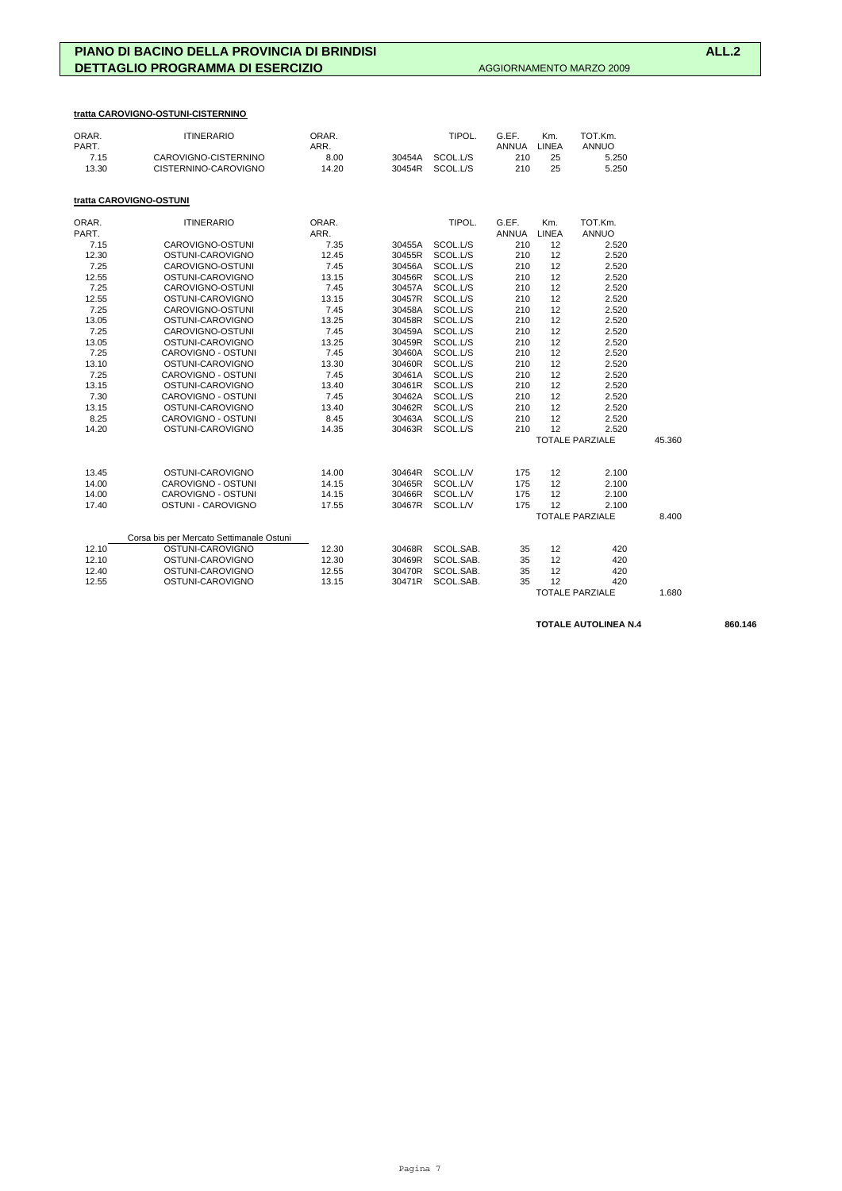**PIANO DI BACINO DELLA PROVINCIA DI BRINDISI** **ALL.2**

**DETTAGLIO PROGRAMMA DI ESERCIZIO** AGGIORNAMENTO MARZO 2009

**tratta CAROVIGNO-OSTUNI-CISTERNINO**

| ORAR. PART. | ITINERARIO | ORAR. ARR. | | TIPOL. | G.EF. ANNUA | Km. LINEA | TOT.Km. ANNUO |
|---|---|---|---|---|---|---|---|
| 7.15 | CAROVIGNO-CISTERNINO | 8.00 | 30454A | SCOL.L/S | 210 | 25 | 5.250 |
| 13.30 | CISTERNINO-CAROVIGNO | 14.20 | 30454R | SCOL.L/S | 210 | 25 | 5.250 |

**tratta CAROVIGNO-OSTUNI**

| ORAR. PART. | ITINERARIO | ORAR. ARR. | | TIPOL. | G.EF. ANNUA | Km. LINEA | TOT.Km. ANNUO | |
|---|---|---|---|---|---|---|---|---|
| 7.15 | CAROVIGNO-OSTUNI | 7.35 | 30455A | SCOL.L/S | 210 | 12 | 2.520 | |
| 12.30 | OSTUNI-CAROVIGNO | 12.45 | 30455R | SCOL.L/S | 210 | 12 | 2.520 | |
| 7.25 | CAROVIGNO-OSTUNI | 7.45 | 30456A | SCOL.L/S | 210 | 12 | 2.520 | |
| 12.55 | OSTUNI-CAROVIGNO | 13.15 | 30456R | SCOL.L/S | 210 | 12 | 2.520 | |
| 7.25 | CAROVIGNO-OSTUNI | 7.45 | 30457A | SCOL.L/S | 210 | 12 | 2.520 | |
| 12.55 | OSTUNI-CAROVIGNO | 13.15 | 30457R | SCOL.L/S | 210 | 12 | 2.520 | |
| 7.25 | CAROVIGNO-OSTUNI | 7.45 | 30458A | SCOL.L/S | 210 | 12 | 2.520 | |
| 13.05 | OSTUNI-CAROVIGNO | 13.25 | 30458R | SCOL.L/S | 210 | 12 | 2.520 | |
| 7.25 | CAROVIGNO-OSTUNI | 7.45 | 30459A | SCOL.L/S | 210 | 12 | 2.520 | |
| 13.05 | OSTUNI-CAROVIGNO | 13.25 | 30459R | SCOL.L/S | 210 | 12 | 2.520 | |
| 7.25 | CAROVIGNO - OSTUNI | 7.45 | 30460A | SCOL.L/S | 210 | 12 | 2.520 | |
| 13.10 | OSTUNI-CAROVIGNO | 13.30 | 30460R | SCOL.L/S | 210 | 12 | 2.520 | |
| 7.25 | CAROVIGNO - OSTUNI | 7.45 | 30461A | SCOL.L/S | 210 | 12 | 2.520 | |
| 13.15 | OSTUNI-CAROVIGNO | 13.40 | 30461R | SCOL.L/S | 210 | 12 | 2.520 | |
| 7.30 | CAROVIGNO - OSTUNI | 7.45 | 30462A | SCOL.L/S | 210 | 12 | 2.520 | |
| 13.15 | OSTUNI-CAROVIGNO | 13.40 | 30462R | SCOL.L/S | 210 | 12 | 2.520 | |
| 8.25 | CAROVIGNO - OSTUNI | 8.45 | 30463A | SCOL.L/S | 210 | 12 | 2.520 | |
| 14.20 | OSTUNI-CAROVIGNO | 14.35 | 30463R | SCOL.L/S | 210 | 12 | 2.520 | |
| | | | | | | TOTALE PARZIALE | | 45.360 |
| 13.45 | OSTUNI-CAROVIGNO | 14.00 | 30464R | SCOL.L/V | 175 | 12 | 2.100 | |
| 14.00 | CAROVIGNO - OSTUNI | 14.15 | 30465R | SCOL.L/V | 175 | 12 | 2.100 | |
| 14.00 | CAROVIGNO - OSTUNI | 14.15 | 30466R | SCOL.L/V | 175 | 12 | 2.100 | |
| 17.40 | OSTUNI - CAROVIGNO | 17.55 | 30467R | SCOL.L/V | 175 | 12 | 2.100 | |
| | | | | | | TOTALE PARZIALE | | 8.400 |
| | Corsa bis per Mercato Settimanale Ostuni | | | | | | | |
| 12.10 | OSTUNI-CAROVIGNO | 12.30 | 30468R | SCOL.SAB. | 35 | 12 | 420 | |
| 12.10 | OSTUNI-CAROVIGNO | 12.30 | 30469R | SCOL.SAB. | 35 | 12 | 420 | |
| 12.40 | OSTUNI-CAROVIGNO | 12.55 | 30470R | SCOL.SAB. | 35 | 12 | 420 | |
| 12.55 | OSTUNI-CAROVIGNO | 13.15 | 30471R | SCOL.SAB. | 35 | 12 | 420 | |
| | | | | | | TOTALE PARZIALE | | 1.680 |

**TOTALE AUTOLINEA N.4** **860.146**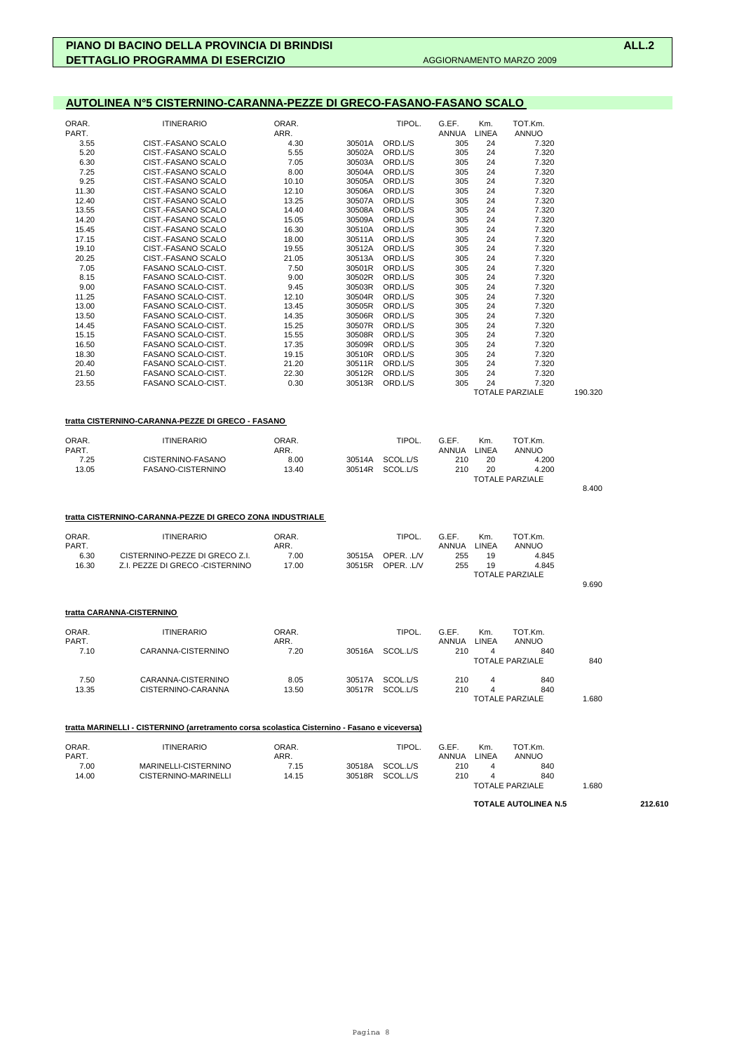**PIANO DI BACINO DELLA PROVINCIA DI BRINDISI** **ALL.2**

**DETTAGLIO PROGRAMMA DI ESERCIZIO** AGGIORNAMENTO MARZO 2009

## AUTOLINEA N°5 CISTERNINO-CARANNA-PEZZE DI GRECO-FASANO-FASANO SCALO

| ORAR. PART. | ITINERARIO | ORAR. ARR. | | TIPOL. | G.EF. ANNUA | Km. LINEA | TOT.Km. ANNUO | |
|---|---|---|---|---|---|---|---|---|
| 3.55 | CIST.-FASANO SCALO | 4.30 | 30501A | ORD.L/S | 305 | 24 | 7.320 | |
| 5.20 | CIST.-FASANO SCALO | 5.55 | 30502A | ORD.L/S | 305 | 24 | 7.320 | |
| 6.30 | CIST.-FASANO SCALO | 7.05 | 30503A | ORD.L/S | 305 | 24 | 7.320 | |
| 7.25 | CIST.-FASANO SCALO | 8.00 | 30504A | ORD.L/S | 305 | 24 | 7.320 | |
| 9.25 | CIST.-FASANO SCALO | 10.10 | 30505A | ORD.L/S | 305 | 24 | 7.320 | |
| 11.30 | CIST.-FASANO SCALO | 12.10 | 30506A | ORD.L/S | 305 | 24 | 7.320 | |
| 12.40 | CIST.-FASANO SCALO | 13.25 | 30507A | ORD.L/S | 305 | 24 | 7.320 | |
| 13.55 | CIST.-FASANO SCALO | 14.40 | 30508A | ORD.L/S | 305 | 24 | 7.320 | |
| 14.20 | CIST.-FASANO SCALO | 15.05 | 30509A | ORD.L/S | 305 | 24 | 7.320 | |
| 15.45 | CIST.-FASANO SCALO | 16.30 | 30510A | ORD.L/S | 305 | 24 | 7.320 | |
| 17.15 | CIST.-FASANO SCALO | 18.00 | 30511A | ORD.L/S | 305 | 24 | 7.320 | |
| 19.10 | CIST.-FASANO SCALO | 19.55 | 30512A | ORD.L/S | 305 | 24 | 7.320 | |
| 20.25 | CIST.-FASANO SCALO | 21.05 | 30513A | ORD.L/S | 305 | 24 | 7.320 | |
| 7.05 | FASANO SCALO-CIST. | 7.50 | 30501R | ORD.L/S | 305 | 24 | 7.320 | |
| 8.15 | FASANO SCALO-CIST. | 9.00 | 30502R | ORD.L/S | 305 | 24 | 7.320 | |
| 9.00 | FASANO SCALO-CIST. | 9.45 | 30503R | ORD.L/S | 305 | 24 | 7.320 | |
| 11.25 | FASANO SCALO-CIST. | 12.10 | 30504R | ORD.L/S | 305 | 24 | 7.320 | |
| 13.00 | FASANO SCALO-CIST. | 13.45 | 30505R | ORD.L/S | 305 | 24 | 7.320 | |
| 13.50 | FASANO SCALO-CIST. | 14.35 | 30506R | ORD.L/S | 305 | 24 | 7.320 | |
| 14.45 | FASANO SCALO-CIST. | 15.25 | 30507R | ORD.L/S | 305 | 24 | 7.320 | |
| 15.15 | FASANO SCALO-CIST. | 15.55 | 30508R | ORD.L/S | 305 | 24 | 7.320 | |
| 16.50 | FASANO SCALO-CIST. | 17.35 | 30509R | ORD.L/S | 305 | 24 | 7.320 | |
| 18.30 | FASANO SCALO-CIST. | 19.15 | 30510R | ORD.L/S | 305 | 24 | 7.320 | |
| 20.40 | FASANO SCALO-CIST. | 21.20 | 30511R | ORD.L/S | 305 | 24 | 7.320 | |
| 21.50 | FASANO SCALO-CIST. | 22.30 | 30512R | ORD.L/S | 305 | 24 | 7.320 | |
| 23.55 | FASANO SCALO-CIST. | 0.30 | 30513R | ORD.L/S | 305 | 24 | 7.320 | |
| | | | | | | | TOTALE PARZIALE | 190.320 |

### tratta CISTERNINO-CARANNA-PEZZE DI GRECO - FASANO

| ORAR. PART. | ITINERARIO | ORAR. ARR. | | TIPOL. | G.EF. ANNUA | Km. LINEA | TOT.Km. ANNUO | |
|---|---|---|---|---|---|---|---|---|
| 7.25 | CISTERNINO-FASANO | 8.00 | 30514A | SCOL.L/S | 210 | 20 | 4.200 | |
| 13.05 | FASANO-CISTERNINO | 13.40 | 30514R | SCOL.L/S | 210 | 20 | 4.200 | |
| | | | | | | | TOTALE PARZIALE | 8.400 |

### tratta CISTERNINO-CARANNA-PEZZE DI GRECO ZONA INDUSTRIALE

| ORAR. PART. | ITINERARIO | ORAR. ARR. | | TIPOL. | G.EF. ANNUA | Km. LINEA | TOT.Km. ANNUO | |
|---|---|---|---|---|---|---|---|---|
| 6.30 | CISTERNINO-PEZZE DI GRECO Z.I. | 7.00 | 30515A | OPER. .L/V | 255 | 19 | 4.845 | |
| 16.30 | Z.I. PEZZE DI GRECO -CISTERNINO | 17.00 | 30515R | OPER. .L/V | 255 | 19 | 4.845 | |
| | | | | | | | TOTALE PARZIALE | 9.690 |

### tratta CARANNA-CISTERNINO

| ORAR. PART. | ITINERARIO | ORAR. ARR. | | TIPOL. | G.EF. ANNUA | Km. LINEA | TOT.Km. ANNUO | |
|---|---|---|---|---|---|---|---|---|
| 7.10 | CARANNA-CISTERNINO | 7.20 | 30516A | SCOL.L/S | 210 | 4 | 840 | |
| | | | | | | | TOTALE PARZIALE | 840 |
| 7.50 | CARANNA-CISTERNINO | 8.05 | 30517A | SCOL.L/S | 210 | 4 | 840 | |
| 13.35 | CISTERNINO-CARANNA | 13.50 | 30517R | SCOL.L/S | 210 | 4 | 840 | |
| | | | | | | | TOTALE PARZIALE | 1.680 |

### tratta MARINELLI - CISTERNINO (arretramento corsa scolastica Cisternino - Fasano e viceversa)

| ORAR. PART. | ITINERARIO | ORAR. ARR. | | TIPOL. | G.EF. ANNUA | Km. LINEA | TOT.Km. ANNUO | |
|---|---|---|---|---|---|---|---|---|
| 7.00 | MARINELLI-CISTERNINO | 7.15 | 30518A | SCOL.L/S | 210 | 4 | 840 | |
| 14.00 | CISTERNINO-MARINELLI | 14.15 | 30518R | SCOL.L/S | 210 | 4 | 840 | |
| | | | | | | | TOTALE PARZIALE | 1.680 |

**TOTALE AUTOLINEA N.5** **212.610**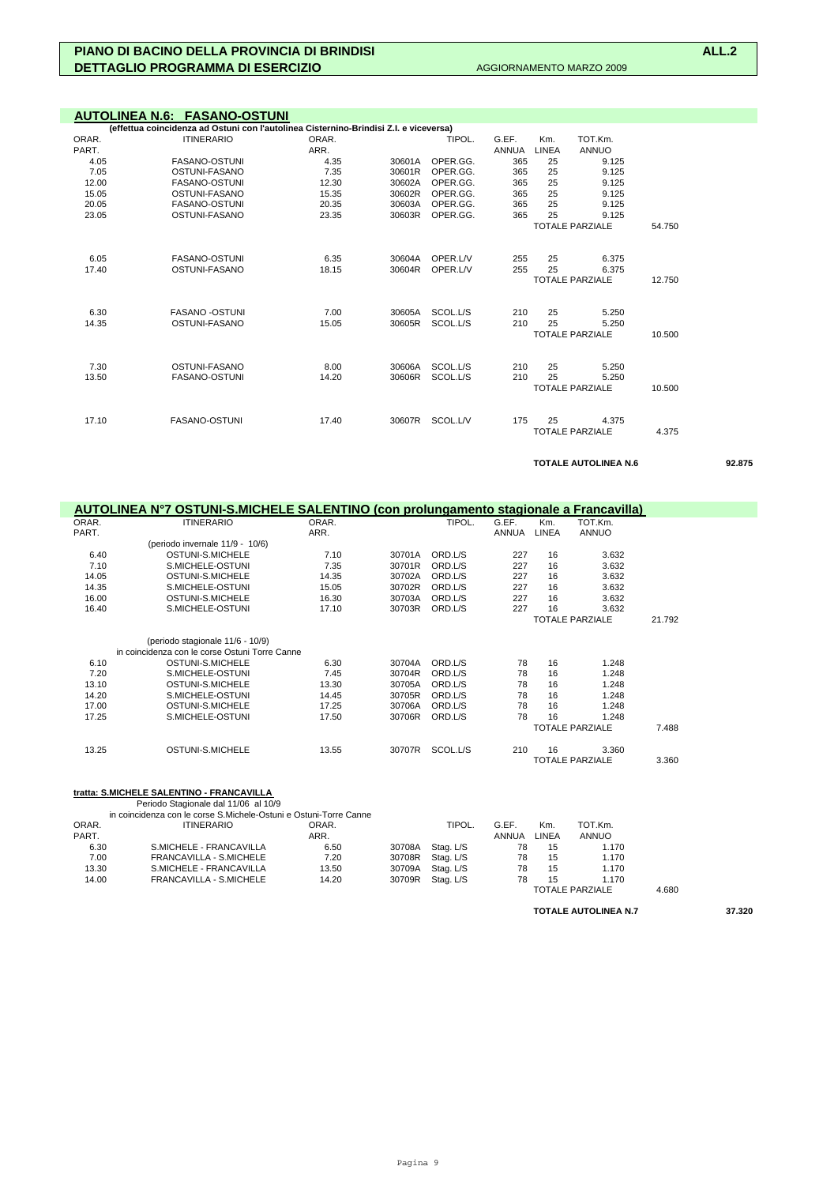**PIANO DI BACINO DELLA PROVINCIA DI BRINDISI** **ALL.2**
**DETTAGLIO PROGRAMMA DI ESERCIZIO** AGGIORNAMENTO MARZO 2009

## AUTOLINEA N.6: FASANO-OSTUNI

**(effettua coincidenza ad Ostuni con l'autolinea Cisternino-Brindisi Z.I. e viceversa)**

| ORAR. PART. | ITINERARIO | ORAR. ARR. | | TIPOL. | G.EF. ANNUA | Km. LINEA | TOT.Km. ANNUO | | |
|---|---|---|---|---|---|---|---|---|---|
| 4.05 | FASANO-OSTUNI | 4.35 | 30601A | OPER.GG. | 365 | 25 | 9.125 | | |
| 7.05 | OSTUNI-FASANO | 7.35 | 30601R | OPER.GG. | 365 | 25 | 9.125 | | |
| 12.00 | FASANO-OSTUNI | 12.30 | 30602A | OPER.GG. | 365 | 25 | 9.125 | | |
| 15.05 | OSTUNI-FASANO | 15.35 | 30602R | OPER.GG. | 365 | 25 | 9.125 | | |
| 20.05 | FASANO-OSTUNI | 20.35 | 30603A | OPER.GG. | 365 | 25 | 9.125 | | |
| 23.05 | OSTUNI-FASANO | 23.35 | 30603R | OPER.GG. | 365 | 25 | 9.125 | | |
| | | | | | | | TOTALE PARZIALE | 54.750 | |
| 6.05 | FASANO-OSTUNI | 6.35 | 30604A | OPER.L/V | 255 | 25 | 6.375 | | |
| 17.40 | OSTUNI-FASANO | 18.15 | 30604R | OPER.L/V | 255 | 25 | 6.375 | | |
| | | | | | | | TOTALE PARZIALE | 12.750 | |
| 6.30 | FASANO -OSTUNI | 7.00 | 30605A | SCOL.L/S | 210 | 25 | 5.250 | | |
| 14.35 | OSTUNI-FASANO | 15.05 | 30605R | SCOL.L/S | 210 | 25 | 5.250 | | |
| | | | | | | | TOTALE PARZIALE | 10.500 | |
| 7.30 | OSTUNI-FASANO | 8.00 | 30606A | SCOL.L/S | 210 | 25 | 5.250 | | |
| 13.50 | FASANO-OSTUNI | 14.20 | 30606R | SCOL.L/S | 210 | 25 | 5.250 | | |
| | | | | | | | TOTALE PARZIALE | 10.500 | |
| 17.10 | FASANO-OSTUNI | 17.40 | 30607R | SCOL.L/V | 175 | 25 | 4.375 | | |
| | | | | | | | TOTALE PARZIALE | 4.375 | |
| | | | | | | | **TOTALE AUTOLINEA N.6** | | **92.875** |

## AUTOLINEA N°7 OSTUNI-S.MICHELE SALENTINO (con prolungamento stagionale a Francavilla)

| ORAR. PART. | ITINERARIO | ORAR. ARR. | | TIPOL. | G.EF. ANNUA | Km. LINEA | TOT.Km. ANNUO | | |
|---|---|---|---|---|---|---|---|---|---|
| | (periodo invernale 11/9 - 10/6) | | | | | | | | |
| 6.40 | OSTUNI-S.MICHELE | 7.10 | 30701A | ORD.L/S | 227 | 16 | 3.632 | | |
| 7.10 | S.MICHELE-OSTUNI | 7.35 | 30701R | ORD.L/S | 227 | 16 | 3.632 | | |
| 14.05 | OSTUNI-S.MICHELE | 14.35 | 30702A | ORD.L/S | 227 | 16 | 3.632 | | |
| 14.35 | S.MICHELE-OSTUNI | 15.05 | 30702R | ORD.L/S | 227 | 16 | 3.632 | | |
| 16.00 | OSTUNI-S.MICHELE | 16.30 | 30703A | ORD.L/S | 227 | 16 | 3.632 | | |
| 16.40 | S.MICHELE-OSTUNI | 17.10 | 30703R | ORD.L/S | 227 | 16 | 3.632 | | |
| | | | | | | | TOTALE PARZIALE | 21.792 | |
| | (periodo stagionale 11/6 - 10/9) | | | | | | | | |
| | in coincidenza con le corse Ostuni Torre Canne | | | | | | | | |
| 6.10 | OSTUNI-S.MICHELE | 6.30 | 30704A | ORD.L/S | 78 | 16 | 1.248 | | |
| 7.20 | S.MICHELE-OSTUNI | 7.45 | 30704R | ORD.L/S | 78 | 16 | 1.248 | | |
| 13.10 | OSTUNI-S.MICHELE | 13.30 | 30705A | ORD.L/S | 78 | 16 | 1.248 | | |
| 14.20 | S.MICHELE-OSTUNI | 14.45 | 30705R | ORD.L/S | 78 | 16 | 1.248 | | |
| 17.00 | OSTUNI-S.MICHELE | 17.25 | 30706A | ORD.L/S | 78 | 16 | 1.248 | | |
| 17.25 | S.MICHELE-OSTUNI | 17.50 | 30706R | ORD.L/S | 78 | 16 | 1.248 | | |
| | | | | | | | TOTALE PARZIALE | 7.488 | |
| 13.25 | OSTUNI-S.MICHELE | 13.55 | 30707R | SCOL.L/S | 210 | 16 | 3.360 | | |
| | | | | | | | TOTALE PARZIALE | 3.360 | |

**tratta: S.MICHELE SALENTINO - FRANCAVILLA**

Periodo Stagionale dal 11/06 al 10/9

in coincidenza con le corse S.Michele-Ostuni e Ostuni-Torre Canne

| ORAR. PART. | ITINERARIO | ORAR. ARR. | | TIPOL. | G.EF. ANNUA | Km. LINEA | TOT.Km. ANNUO | | |
|---|---|---|---|---|---|---|---|---|---|
| 6.30 | S.MICHELE - FRANCAVILLA | 6.50 | 30708A | Stag. L/S | 78 | 15 | 1.170 | | |
| 7.00 | FRANCAVILLA - S.MICHELE | 7.20 | 30708R | Stag. L/S | 78 | 15 | 1.170 | | |
| 13.30 | S.MICHELE - FRANCAVILLA | 13.50 | 30709A | Stag. L/S | 78 | 15 | 1.170 | | |
| 14.00 | FRANCAVILLA - S.MICHELE | 14.20 | 30709R | Stag. L/S | 78 | 15 | 1.170 | | |
| | | | | | | | TOTALE PARZIALE | 4.680 | |
| | | | | | | | **TOTALE AUTOLINEA N.7** | | **37.320** |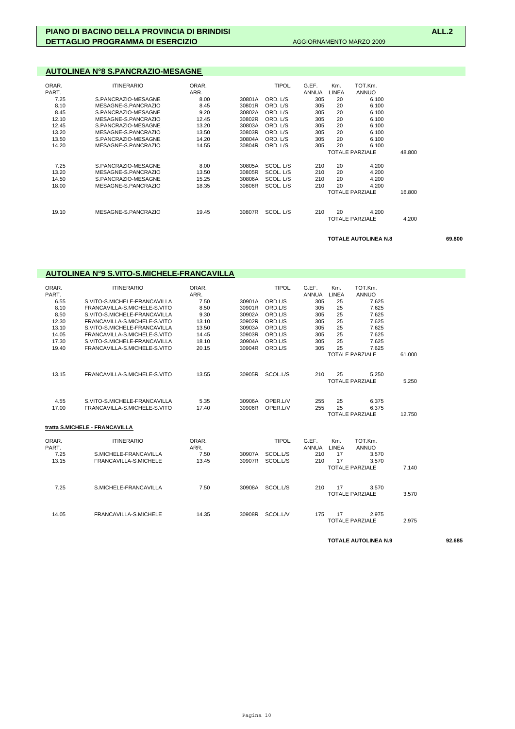**PIANO DI BACINO DELLA PROVINCIA DI BRINDISI** **ALL.2**

**DETTAGLIO PROGRAMMA DI ESERCIZIO** AGGIORNAMENTO MARZO 2009

## AUTOLINEA N°8 S.PANCRAZIO-MESAGNE

| ORAR. PART. | ITINERARIO | ORAR. ARR. | | TIPOL. | G.EF. ANNUA | Km. LINEA | TOT.Km. ANNUO | | |
|---|---|---|---|---|---|---|---|---|---|
| 7.25 | S.PANCRAZIO-MESAGNE | 8.00 | 30801A | ORD. L/S | 305 | 20 | 6.100 | | |
| 8.10 | MESAGNE-S.PANCRAZIO | 8.45 | 30801R | ORD. L/S | 305 | 20 | 6.100 | | |
| 8.45 | S.PANCRAZIO-MESAGNE | 9.20 | 30802A | ORD. L/S | 305 | 20 | 6.100 | | |
| 12.10 | MESAGNE-S.PANCRAZIO | 12.45 | 30802R | ORD. L/S | 305 | 20 | 6.100 | | |
| 12.45 | S.PANCRAZIO-MESAGNE | 13.20 | 30803A | ORD. L/S | 305 | 20 | 6.100 | | |
| 13.20 | MESAGNE-S.PANCRAZIO | 13.50 | 30803R | ORD. L/S | 305 | 20 | 6.100 | | |
| 13.50 | S.PANCRAZIO-MESAGNE | 14.20 | 30804A | ORD. L/S | 305 | 20 | 6.100 | | |
| 14.20 | MESAGNE-S.PANCRAZIO | 14.55 | 30804R | ORD. L/S | 305 | 20 | 6.100 | | |
| | | | | | | | TOTALE PARZIALE | 48.800 | |
| 7.25 | S.PANCRAZIO-MESAGNE | 8.00 | 30805A | SCOL. L/S | 210 | 20 | 4.200 | | |
| 13.20 | MESAGNE-S.PANCRAZIO | 13.50 | 30805R | SCOL. L/S | 210 | 20 | 4.200 | | |
| 14.50 | S.PANCRAZIO-MESAGNE | 15.25 | 30806A | SCOL. L/S | 210 | 20 | 4.200 | | |
| 18.00 | MESAGNE-S.PANCRAZIO | 18.35 | 30806R | SCOL. L/S | 210 | 20 | 4.200 | | |
| | | | | | | | TOTALE PARZIALE | 16.800 | |
| 19.10 | MESAGNE-S.PANCRAZIO | 19.45 | 30807R | SCOL. L/S | 210 | 20 | 4.200 | | |
| | | | | | | | TOTALE PARZIALE | 4.200 | |
| | | | | | | | **TOTALE AUTOLINEA N.8** | | **69.800** |

## AUTOLINEA N°9 S.VITO-S.MICHELE-FRANCAVILLA

| ORAR. PART. | ITINERARIO | ORAR. ARR. | | TIPOL. | G.EF. ANNUA | Km. LINEA | TOT.Km. ANNUO | | |
|---|---|---|---|---|---|---|---|---|---|
| 6.55 | S.VITO-S.MICHELE-FRANCAVILLA | 7.50 | 30901A | ORD.L/S | 305 | 25 | 7.625 | | |
| 8.10 | FRANCAVILLA-S.MICHELE-S.VITO | 8.50 | 30901R | ORD.L/S | 305 | 25 | 7.625 | | |
| 8.50 | S.VITO-S.MICHELE-FRANCAVILLA | 9.30 | 30902A | ORD.L/S | 305 | 25 | 7.625 | | |
| 12.30 | FRANCAVILLA-S.MICHELE-S.VITO | 13.10 | 30902R | ORD.L/S | 305 | 25 | 7.625 | | |
| 13.10 | S.VITO-S.MICHELE-FRANCAVILLA | 13.50 | 30903A | ORD.L/S | 305 | 25 | 7.625 | | |
| 14.05 | FRANCAVILLA-S.MICHELE-S.VITO | 14.45 | 30903R | ORD.L/S | 305 | 25 | 7.625 | | |
| 17.30 | S.VITO-S.MICHELE-FRANCAVILLA | 18.10 | 30904A | ORD.L/S | 305 | 25 | 7.625 | | |
| 19.40 | FRANCAVILLA-S.MICHELE-S.VITO | 20.15 | 30904R | ORD.L/S | 305 | 25 | 7.625 | | |
| | | | | | | | TOTALE PARZIALE | 61.000 | |
| 13.15 | FRANCAVILLA-S.MICHELE-S.VITO | 13.55 | 30905R | SCOL.L/S | 210 | 25 | 5.250 | | |
| | | | | | | | TOTALE PARZIALE | 5.250 | |
| 4.55 | S.VITO-S.MICHELE-FRANCAVILLA | 5.35 | 30906A | OPER.L/V | 255 | 25 | 6.375 | | |
| 17.00 | FRANCAVILLA-S.MICHELE-S.VITO | 17.40 | 30906R | OPER.L/V | 255 | 25 | 6.375 | | |
| | | | | | | | TOTALE PARZIALE | 12.750 | |

**tratta S.MICHELE - FRANCAVILLA**

| ORAR. PART. | ITINERARIO | ORAR. ARR. | | TIPOL. | G.EF. ANNUA | Km. LINEA | TOT.Km. ANNUO | | |
|---|---|---|---|---|---|---|---|---|---|
| 7.25 | S.MICHELE-FRANCAVILLA | 7.50 | 30907A | SCOL.L/S | 210 | 17 | 3.570 | | |
| 13.15 | FRANCAVILLA-S.MICHELE | 13.45 | 30907R | SCOL.L/S | 210 | 17 | 3.570 | | |
| | | | | | | | TOTALE PARZIALE | 7.140 | |
| 7.25 | S.MICHELE-FRANCAVILLA | 7.50 | 30908A | SCOL.L/S | 210 | 17 | 3.570 | | |
| | | | | | | | TOTALE PARZIALE | 3.570 | |
| 14.05 | FRANCAVILLA-S.MICHELE | 14.35 | 30908R | SCOL.L/V | 175 | 17 | 2.975 | | |
| | | | | | | | TOTALE PARZIALE | 2.975 | |
| | | | | | | | **TOTALE AUTOLINEA N.9** | | **92.685** |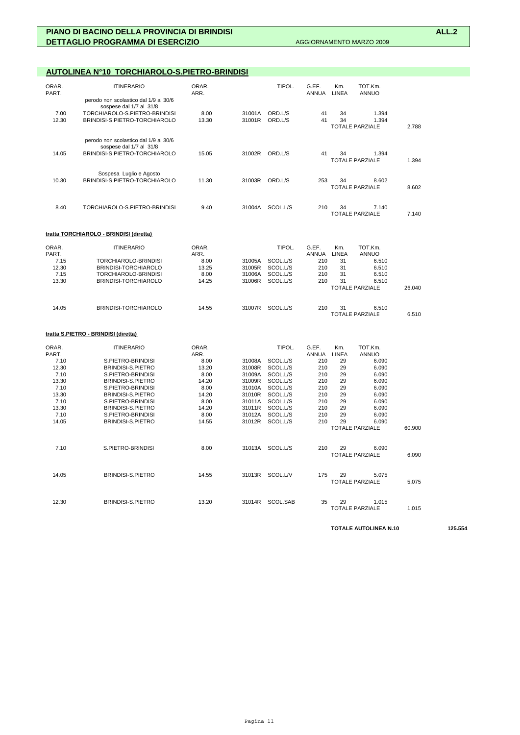**PIANO DI BACINO DELLA PROVINCIA DI BRINDISI** **ALL.2**
**DETTAGLIO PROGRAMMA DI ESERCIZIO** AGGIORNAMENTO MARZO 2009

## AUTOLINEA N°10 TORCHIAROLO-S.PIETRO-BRINDISI

| ORAR. PART. | ITINERARIO | ORAR. ARR. | | TIPOL. | G.EF. ANNUA | Km. LINEA | TOT.Km. ANNUO | |
|---|---|---|---|---|---|---|---|---|
| | perodo non scolastico dal 1/9 al 30/6 sospese dal 1/7 al 31/8 | | | | | | | |
| 7.00 | TORCHIAROLO-S.PIETRO-BRINDISI | 8.00 | 31001A | ORD.L/S | 41 | 34 | 1.394 | |
| 12.30 | BRINDISI-S.PIETRO-TORCHIAROLO | 13.30 | 31001R | ORD.L/S | 41 | 34 | 1.394 | |
| | | | | | | | TOTALE PARZIALE | 2.788 |
| | perodo non scolastico dal 1/9 al 30/6 sospese dal 1/7 al 31/8 | | | | | | | |
| 14.05 | BRINDISI-S.PIETRO-TORCHIAROLO | 15.05 | 31002R | ORD.L/S | 41 | 34 | 1.394 | |
| | | | | | | | TOTALE PARZIALE | 1.394 |
| | Sospesa Luglio e Agosto | | | | | | | |
| 10.30 | BRINDISI-S.PIETRO-TORCHIAROLO | 11.30 | 31003R | ORD.L/S | 253 | 34 | 8.602 | |
| | | | | | | | TOTALE PARZIALE | 8.602 |
| 8.40 | TORCHIAROLO-S.PIETRO-BRINDISI | 9.40 | 31004A | SCOL.L/S | 210 | 34 | 7.140 | |
| | | | | | | | TOTALE PARZIALE | 7.140 |

**tratta TORCHIAROLO - BRINDISI (diretta)**

| ORAR. PART. | ITINERARIO | ORAR. ARR. | | TIPOL. | G.EF. ANNUA | Km. LINEA | TOT.Km. ANNUO | |
|---|---|---|---|---|---|---|---|---|
| 7.15 | TORCHIAROLO-BRINDISI | 8.00 | 31005A | SCOL.L/S | 210 | 31 | 6.510 | |
| 12.30 | BRINDISI-TORCHIAROLO | 13.25 | 31005R | SCOL.L/S | 210 | 31 | 6.510 | |
| 7.15 | TORCHIAROLO-BRINDISI | 8.00 | 31006A | SCOL.L/S | 210 | 31 | 6.510 | |
| 13.30 | BRINDISI-TORCHIAROLO | 14.25 | 31006R | SCOL.L/S | 210 | 31 | 6.510 | |
| | | | | | | | TOTALE PARZIALE | 26.040 |
| 14.05 | BRINDISI-TORCHIAROLO | 14.55 | 31007R | SCOL.L/S | 210 | 31 | 6.510 | |
| | | | | | | | TOTALE PARZIALE | 6.510 |

**tratta S.PIETRO - BRINDISI (diretta)**

| ORAR. PART. | ITINERARIO | ORAR. ARR. | | TIPOL. | G.EF. ANNUA | Km. LINEA | TOT.Km. ANNUO | |
|---|---|---|---|---|---|---|---|---|
| 7.10 | S.PIETRO-BRINDISI | 8.00 | 31008A | SCOL.L/S | 210 | 29 | 6.090 | |
| 12.30 | BRINDISI-S.PIETRO | 13.20 | 31008R | SCOL.L/S | 210 | 29 | 6.090 | |
| 7.10 | S.PIETRO-BRINDISI | 8.00 | 31009A | SCOL.L/S | 210 | 29 | 6.090 | |
| 13.30 | BRINDISI-S.PIETRO | 14.20 | 31009R | SCOL.L/S | 210 | 29 | 6.090 | |
| 7.10 | S.PIETRO-BRINDISI | 8.00 | 31010A | SCOL.L/S | 210 | 29 | 6.090 | |
| 13.30 | BRINDISI-S.PIETRO | 14.20 | 31010R | SCOL.L/S | 210 | 29 | 6.090 | |
| 7.10 | S.PIETRO-BRINDISI | 8.00 | 31011A | SCOL.L/S | 210 | 29 | 6.090 | |
| 13.30 | BRINDISI-S.PIETRO | 14.20 | 31011R | SCOL.L/S | 210 | 29 | 6.090 | |
| 7.10 | S.PIETRO-BRINDISI | 8.00 | 31012A | SCOL.L/S | 210 | 29 | 6.090 | |
| 14.05 | BRINDISI-S.PIETRO | 14.55 | 31012R | SCOL.L/S | 210 | 29 | 6.090 | |
| | | | | | | | TOTALE PARZIALE | 60.900 |
| 7.10 | S.PIETRO-BRINDISI | 8.00 | 31013A | SCOL.L/S | 210 | 29 | 6.090 | |
| | | | | | | | TOTALE PARZIALE | 6.090 |
| 14.05 | BRINDISI-S.PIETRO | 14.55 | 31013R | SCOL.L/V | 175 | 29 | 5.075 | |
| | | | | | | | TOTALE PARZIALE | 5.075 |
| 12.30 | BRINDISI-S.PIETRO | 13.20 | 31014R | SCOL.SAB | 35 | 29 | 1.015 | |
| | | | | | | | TOTALE PARZIALE | 1.015 |

**TOTALE AUTOLINEA N.10** **125.554**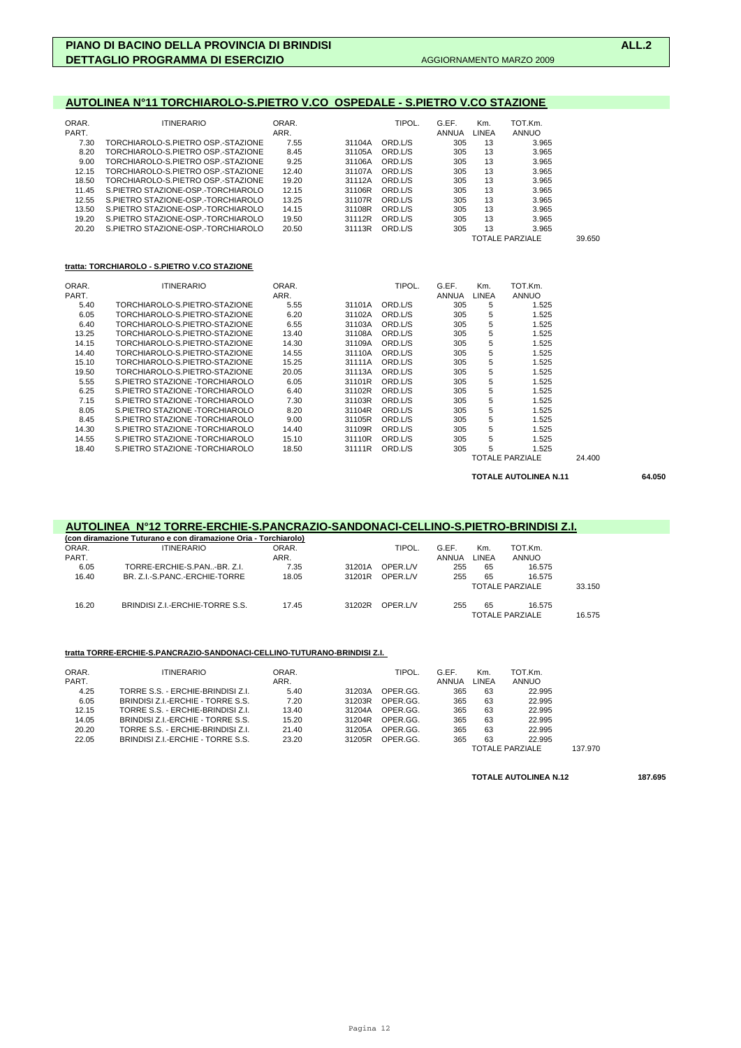**PIANO DI BACINO DELLA PROVINCIA DI BRINDISI** **ALL.2**
**DETTAGLIO PROGRAMMA DI ESERCIZIO** AGGIORNAMENTO MARZO 2009

## AUTOLINEA N°11 TORCHIAROLO-S.PIETRO V.CO OSPEDALE - S.PIETRO V.CO STAZIONE

| ORAR. PART. | ITINERARIO | ORAR. ARR. | | TIPOL. | G.EF. ANNUA | Km. LINEA | TOT.Km. ANNUO | |
|---|---|---|---|---|---|---|---|---|
| 7.30 | TORCHIAROLO-S.PIETRO OSP.-STAZIONE | 7.55 | 31104A | ORD.L/S | 305 | 13 | 3.965 | |
| 8.20 | TORCHIAROLO-S.PIETRO OSP.-STAZIONE | 8.45 | 31105A | ORD.L/S | 305 | 13 | 3.965 | |
| 9.00 | TORCHIAROLO-S.PIETRO OSP.-STAZIONE | 9.25 | 31106A | ORD.L/S | 305 | 13 | 3.965 | |
| 12.15 | TORCHIAROLO-S.PIETRO OSP.-STAZIONE | 12.40 | 31107A | ORD.L/S | 305 | 13 | 3.965 | |
| 18.50 | TORCHIAROLO-S.PIETRO OSP.-STAZIONE | 19.20 | 31112A | ORD.L/S | 305 | 13 | 3.965 | |
| 11.45 | S.PIETRO STAZIONE-OSP.-TORCHIAROLO | 12.15 | 31106R | ORD.L/S | 305 | 13 | 3.965 | |
| 12.55 | S.PIETRO STAZIONE-OSP.-TORCHIAROLO | 13.25 | 31107R | ORD.L/S | 305 | 13 | 3.965 | |
| 13.50 | S.PIETRO STAZIONE-OSP.-TORCHIAROLO | 14.15 | 31108R | ORD.L/S | 305 | 13 | 3.965 | |
| 19.20 | S.PIETRO STAZIONE-OSP.-TORCHIAROLO | 19.50 | 31112R | ORD.L/S | 305 | 13 | 3.965 | |
| 20.20 | S.PIETRO STAZIONE-OSP.-TORCHIAROLO | 20.50 | 31113R | ORD.L/S | 305 | 13 | 3.965 | |
| | | | | | | | TOTALE PARZIALE | 39.650 |

**tratta: TORCHIAROLO - S.PIETRO V.CO STAZIONE**

| ORAR. PART. | ITINERARIO | ORAR. ARR. | | TIPOL. | G.EF. ANNUA | Km. LINEA | TOT.Km. ANNUO | |
|---|---|---|---|---|---|---|---|---|
| 5.40 | TORCHIAROLO-S.PIETRO-STAZIONE | 5.55 | 31101A | ORD.L/S | 305 | 5 | 1.525 | |
| 6.05 | TORCHIAROLO-S.PIETRO-STAZIONE | 6.20 | 31102A | ORD.L/S | 305 | 5 | 1.525 | |
| 6.40 | TORCHIAROLO-S.PIETRO-STAZIONE | 6.55 | 31103A | ORD.L/S | 305 | 5 | 1.525 | |
| 13.25 | TORCHIAROLO-S.PIETRO-STAZIONE | 13.40 | 31108A | ORD.L/S | 305 | 5 | 1.525 | |
| 14.15 | TORCHIAROLO-S.PIETRO-STAZIONE | 14.30 | 31109A | ORD.L/S | 305 | 5 | 1.525 | |
| 14.40 | TORCHIAROLO-S.PIETRO-STAZIONE | 14.55 | 31110A | ORD.L/S | 305 | 5 | 1.525 | |
| 15.10 | TORCHIAROLO-S.PIETRO-STAZIONE | 15.25 | 31111A | ORD.L/S | 305 | 5 | 1.525 | |
| 19.50 | TORCHIAROLO-S.PIETRO-STAZIONE | 20.05 | 31113A | ORD.L/S | 305 | 5 | 1.525 | |
| 5.55 | S.PIETRO STAZIONE -TORCHIAROLO | 6.05 | 31101R | ORD.L/S | 305 | 5 | 1.525 | |
| 6.25 | S.PIETRO STAZIONE -TORCHIAROLO | 6.40 | 31102R | ORD.L/S | 305 | 5 | 1.525 | |
| 7.15 | S.PIETRO STAZIONE -TORCHIAROLO | 7.30 | 31103R | ORD.L/S | 305 | 5 | 1.525 | |
| 8.05 | S.PIETRO STAZIONE -TORCHIAROLO | 8.20 | 31104R | ORD.L/S | 305 | 5 | 1.525 | |
| 8.45 | S.PIETRO STAZIONE -TORCHIAROLO | 9.00 | 31105R | ORD.L/S | 305 | 5 | 1.525 | |
| 14.30 | S.PIETRO STAZIONE -TORCHIAROLO | 14.40 | 31109R | ORD.L/S | 305 | 5 | 1.525 | |
| 14.55 | S.PIETRO STAZIONE -TORCHIAROLO | 15.10 | 31110R | ORD.L/S | 305 | 5 | 1.525 | |
| 18.40 | S.PIETRO STAZIONE -TORCHIAROLO | 18.50 | 31111R | ORD.L/S | 305 | 5 | 1.525 | |
| | | | | | | | TOTALE PARZIALE | 24.400 |

**TOTALE AUTOLINEA N.11** **64.050**

## AUTOLINEA N°12 TORRE-ERCHIE-S.PANCRAZIO-SANDONACI-CELLINO-S.PIETRO-BRINDISI Z.I.

**(con diramazione Tuturano e con diramazione Oria - Torchiarolo)**

| ORAR. PART. | ITINERARIO | ORAR. ARR. | | TIPOL. | G.EF. ANNUA | Km. LINEA | TOT.Km. ANNUO | |
|---|---|---|---|---|---|---|---|---|
| 6.05 | TORRE-ERCHIE-S.PAN..-BR. Z.I. | 7.35 | 31201A | OPER.L/V | 255 | 65 | 16.575 | |
| 16.40 | BR. Z.I.-S.PANC.-ERCHIE-TORRE | 18.05 | 31201R | OPER.L/V | 255 | 65 | 16.575 | |
| | | | | | | | TOTALE PARZIALE | 33.150 |
| 16.20 | BRINDISI Z.I.-ERCHIE-TORRE S.S. | 17.45 | 31202R | OPER.L/V | 255 | 65 | 16.575 | |
| | | | | | | | TOTALE PARZIALE | 16.575 |

**tratta TORRE-ERCHIE-S.PANCRAZIO-SANDONACI-CELLINO-TUTURANO-BRINDISI Z.I.**

| ORAR. PART. | ITINERARIO | ORAR. ARR. | | TIPOL. | G.EF. ANNUA | Km. LINEA | TOT.Km. ANNUO | |
|---|---|---|---|---|---|---|---|---|
| 4.25 | TORRE S.S. - ERCHIE-BRINDISI Z.I. | 5.40 | 31203A | OPER.GG. | 365 | 63 | 22.995 | |
| 6.05 | BRINDISI Z.I.-ERCHIE - TORRE S.S. | 7.20 | 31203R | OPER.GG. | 365 | 63 | 22.995 | |
| 12.15 | TORRE S.S. - ERCHIE-BRINDISI Z.I. | 13.40 | 31204A | OPER.GG. | 365 | 63 | 22.995 | |
| 14.05 | BRINDISI Z.I.-ERCHIE - TORRE S.S. | 15.20 | 31204R | OPER.GG. | 365 | 63 | 22.995 | |
| 20.20 | TORRE S.S. - ERCHIE-BRINDISI Z.I. | 21.40 | 31205A | OPER.GG. | 365 | 63 | 22.995 | |
| 22.05 | BRINDISI Z.I.-ERCHIE - TORRE S.S. | 23.20 | 31205R | OPER.GG. | 365 | 63 | 22.995 | |
| | | | | | | | TOTALE PARZIALE | 137.970 |

**TOTALE AUTOLINEA N.12** **187.695**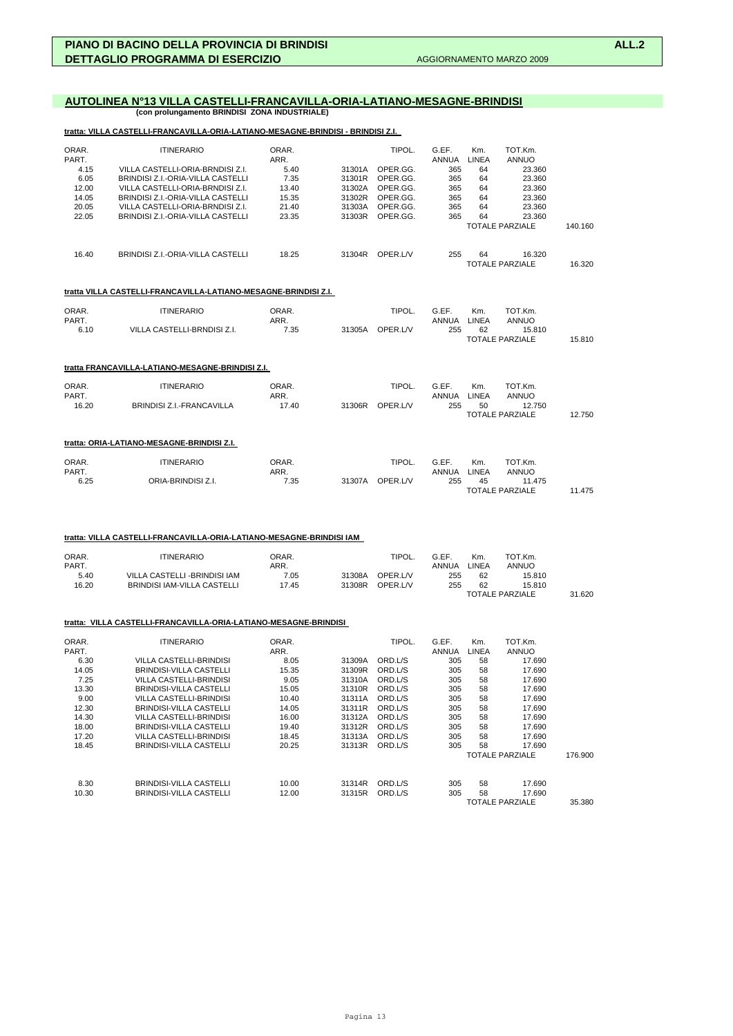**PIANO DI BACINO DELLA PROVINCIA DI BRINDISI** **ALL.2**
**DETTAGLIO PROGRAMMA DI ESERCIZIO** AGGIORNAMENTO MARZO 2009

## AUTOLINEA N°13 VILLA CASTELLI-FRANCAVILLA-ORIA-LATIANO-MESAGNE-BRINDISI

**(con prolungamento BRINDISI ZONA INDUSTRIALE)**

**tratta: VILLA CASTELLI-FRANCAVILLA-ORIA-LATIANO-MESAGNE-BRINDISI - BRINDISI Z.I.**

| ORAR. PART. | ITINERARIO | ORAR. ARR. | | TIPOL. | G.EF. ANNUA | Km. LINEA | TOT.Km. ANNUO | |
|---|---|---|---|---|---|---|---|---|
| 4.15 | VILLA CASTELLI-ORIA-BRNDISI Z.I. | 5.40 | 31301A | OPER.GG. | 365 | 64 | 23.360 | |
| 6.05 | BRINDISI Z.I.-ORIA-VILLA CASTELLI | 7.35 | 31301R | OPER.GG. | 365 | 64 | 23.360 | |
| 12.00 | VILLA CASTELLI-ORIA-BRNDISI Z.I. | 13.40 | 31302A | OPER.GG. | 365 | 64 | 23.360 | |
| 14.05 | BRINDISI Z.I.-ORIA-VILLA CASTELLI | 15.35 | 31302R | OPER.GG. | 365 | 64 | 23.360 | |
| 20.05 | VILLA CASTELLI-ORIA-BRNDISI Z.I. | 21.40 | 31303A | OPER.GG. | 365 | 64 | 23.360 | |
| 22.05 | BRINDISI Z.I.-ORIA-VILLA CASTELLI | 23.35 | 31303R | OPER.GG. | 365 | 64 | 23.360 | |
| | | | | | | | TOTALE PARZIALE | 140.160 |
| 16.40 | BRINDISI Z.I.-ORIA-VILLA CASTELLI | 18.25 | 31304R | OPER.L/V | 255 | 64 | 16.320 | |
| | | | | | | | TOTALE PARZIALE | 16.320 |

**tratta VILLA CASTELLI-FRANCAVILLA-LATIANO-MESAGNE-BRINDISI Z.I.**

| ORAR. PART. | ITINERARIO | ORAR. ARR. | | TIPOL. | G.EF. ANNUA | Km. LINEA | TOT.Km. ANNUO | |
|---|---|---|---|---|---|---|---|---|
| 6.10 | VILLA CASTELLI-BRNDISI Z.I. | 7.35 | 31305A | OPER.L/V | 255 | 62 | 15.810 | |
| | | | | | | | TOTALE PARZIALE | 15.810 |

**tratta FRANCAVILLA-LATIANO-MESAGNE-BRINDISI Z.I.**

| ORAR. PART. | ITINERARIO | ORAR. ARR. | | TIPOL. | G.EF. ANNUA | Km. LINEA | TOT.Km. ANNUO | |
|---|---|---|---|---|---|---|---|---|
| 16.20 | BRINDISI Z.I.-FRANCAVILLA | 17.40 | 31306R | OPER.L/V | 255 | 50 | 12.750 | |
| | | | | | | | TOTALE PARZIALE | 12.750 |

**tratta: ORIA-LATIANO-MESAGNE-BRINDISI Z.I.**

| ORAR. PART. | ITINERARIO | ORAR. ARR. | | TIPOL. | G.EF. ANNUA | Km. LINEA | TOT.Km. ANNUO | |
|---|---|---|---|---|---|---|---|---|
| 6.25 | ORIA-BRINDISI Z.I. | 7.35 | 31307A | OPER.L/V | 255 | 45 | 11.475 | |
| | | | | | | | TOTALE PARZIALE | 11.475 |

**tratta: VILLA CASTELLI-FRANCAVILLA-ORIA-LATIANO-MESAGNE-BRINDISI IAM**

| ORAR. PART. | ITINERARIO | ORAR. ARR. | | TIPOL. | G.EF. ANNUA | Km. LINEA | TOT.Km. ANNUO | |
|---|---|---|---|---|---|---|---|---|
| 5.40 | VILLA CASTELLI -BRINDISI IAM | 7.05 | 31308A | OPER.L/V | 255 | 62 | 15.810 | |
| 16.20 | BRINDISI IAM-VILLA CASTELLI | 17.45 | 31308R | OPER.L/V | 255 | 62 | 15.810 | |
| | | | | | | | TOTALE PARZIALE | 31.620 |

**tratta: VILLA CASTELLI-FRANCAVILLA-ORIA-LATIANO-MESAGNE-BRINDISI**

| ORAR. PART. | ITINERARIO | ORAR. ARR. | | TIPOL. | G.EF. ANNUA | Km. LINEA | TOT.Km. ANNUO | |
|---|---|---|---|---|---|---|---|---|
| 6.30 | VILLA CASTELLI-BRINDISI | 8.05 | 31309A | ORD.L/S | 305 | 58 | 17.690 | |
| 14.05 | BRINDISI-VILLA CASTELLI | 15.35 | 31309R | ORD.L/S | 305 | 58 | 17.690 | |
| 7.25 | VILLA CASTELLI-BRINDISI | 9.05 | 31310A | ORD.L/S | 305 | 58 | 17.690 | |
| 13.30 | BRINDISI-VILLA CASTELLI | 15.05 | 31310R | ORD.L/S | 305 | 58 | 17.690 | |
| 9.00 | VILLA CASTELLI-BRINDISI | 10.40 | 31311A | ORD.L/S | 305 | 58 | 17.690 | |
| 12.30 | BRINDISI-VILLA CASTELLI | 14.05 | 31311R | ORD.L/S | 305 | 58 | 17.690 | |
| 14.30 | VILLA CASTELLI-BRINDISI | 16.00 | 31312A | ORD.L/S | 305 | 58 | 17.690 | |
| 18.00 | BRINDISI-VILLA CASTELLI | 19.40 | 31312R | ORD.L/S | 305 | 58 | 17.690 | |
| 17.20 | VILLA CASTELLI-BRINDISI | 18.45 | 31313A | ORD.L/S | 305 | 58 | 17.690 | |
| 18.45 | BRINDISI-VILLA CASTELLI | 20.25 | 31313R | ORD.L/S | 305 | 58 | 17.690 | |
| | | | | | | | TOTALE PARZIALE | 176.900 |
| 8.30 | BRINDISI-VILLA CASTELLI | 10.00 | 31314R | ORD.L/S | 305 | 58 | 17.690 | |
| 10.30 | BRINDISI-VILLA CASTELLI | 12.00 | 31315R | ORD.L/S | 305 | 58 | 17.690 | |
| | | | | | | | TOTALE PARZIALE | 35.380 |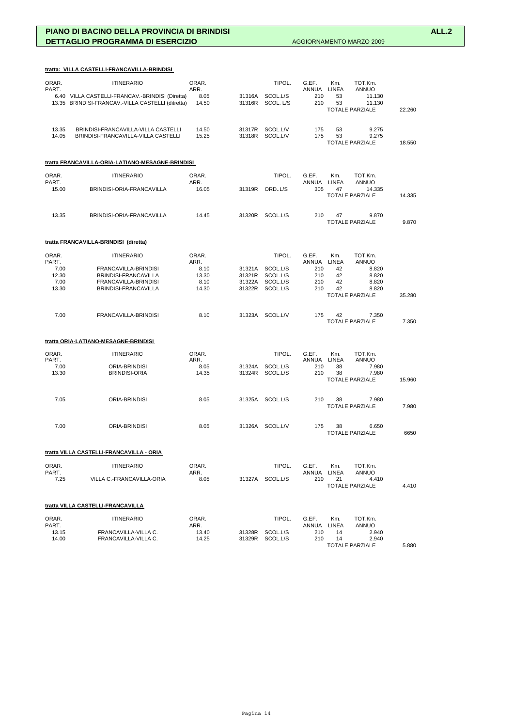# PIANO DI BACINO DELLA PROVINCIA DI BRINDISI — ALL.2

## DETTAGLIO PROGRAMMA DI ESERCIZIO — AGGIORNAMENTO MARZO 2009

### tratta: VILLA CASTELLI-FRANCAVILLA-BRINDISI

| ORAR. PART. | ITINERARIO | ORAR. ARR. | | TIPOL. | G.EF. ANNUA | Km. LINEA | TOT.Km. ANNUO | |
|---|---|---|---|---|---|---|---|---|
| 6.40 | VILLA CASTELLI-FRANCAV.-BRINDISI (Diretta) | 8.05 | 31316A | SCOL.L/S | 210 | 53 | 11.130 | |
| 13.35 | BRINDISI-FRANCAV.-VILLA CASTELLI (ditretta) | 14.50 | 31316R | SCOL. L/S | 210 | 53 | 11.130 | |
| | | | | | | | TOTALE PARZIALE | 22.260 |
| 13.35 | BRINDISI-FRANCAVILLA-VILLA CASTELLI | 14.50 | 31317R | SCOL.L/V | 175 | 53 | 9.275 | |
| 14.05 | BRINDISI-FRANCAVILLA-VILLA CASTELLI | 15.25 | 31318R | SCOL.L/V | 175 | 53 | 9.275 | |
| | | | | | | | TOTALE PARZIALE | 18.550 |

### tratta FRANCAVILLA-ORIA-LATIANO-MESAGNE-BRINDISI

| ORAR. PART. | ITINERARIO | ORAR. ARR. | | TIPOL. | G.EF. ANNUA | Km. LINEA | TOT.Km. ANNUO | |
|---|---|---|---|---|---|---|---|---|
| 15.00 | BRINDISI-ORIA-FRANCAVILLA | 16.05 | 31319R | ORD..L/S | 305 | 47 | 14.335 | |
| | | | | | | | TOTALE PARZIALE | 14.335 |
| 13.35 | BRINDISI-ORIA-FRANCAVILLA | 14.45 | 31320R | SCOL.L/S | 210 | 47 | 9.870 | |
| | | | | | | | TOTALE PARZIALE | 9.870 |

### tratta FRANCAVILLA-BRINDISI (diretta)

| ORAR. PART. | ITINERARIO | ORAR. ARR. | | TIPOL. | G.EF. ANNUA | Km. LINEA | TOT.Km. ANNUO | |
|---|---|---|---|---|---|---|---|---|
| 7.00 | FRANCAVILLA-BRINDISI | 8.10 | 31321A | SCOL.L/S | 210 | 42 | 8.820 | |
| 12.30 | BRINDISI-FRANCAVILLA | 13.30 | 31321R | SCOL.L/S | 210 | 42 | 8.820 | |
| 7.00 | FRANCAVILLA-BRINDISI | 8.10 | 31322A | SCOL.L/S | 210 | 42 | 8.820 | |
| 13.30 | BRINDISI-FRANCAVILLA | 14.30 | 31322R | SCOL.L/S | 210 | 42 | 8.820 | |
| | | | | | | | TOTALE PARZIALE | 35.280 |
| 7.00 | FRANCAVILLA-BRINDISI | 8.10 | 31323A | SCOL.L/V | 175 | 42 | 7.350 | |
| | | | | | | | TOTALE PARZIALE | 7.350 |

### tratta ORIA-LATIANO-MESAGNE-BRINDISI

| ORAR. PART. | ITINERARIO | ORAR. ARR. | | TIPOL. | G.EF. ANNUA | Km. LINEA | TOT.Km. ANNUO | |
|---|---|---|---|---|---|---|---|---|
| 7.00 | ORIA-BRINDISI | 8.05 | 31324A | SCOL.L/S | 210 | 38 | 7.980 | |
| 13.30 | BRINDISI-ORIA | 14.35 | 31324R | SCOL.L/S | 210 | 38 | 7.980 | |
| | | | | | | | TOTALE PARZIALE | 15.960 |
| 7.05 | ORIA-BRINDISI | 8.05 | 31325A | SCOL.L/S | 210 | 38 | 7.980 | |
| | | | | | | | TOTALE PARZIALE | 7.980 |
| 7.00 | ORIA-BRINDISI | 8.05 | 31326A | SCOL.L/V | 175 | 38 | 6.650 | |
| | | | | | | | TOTALE PARZIALE | 6650 |

### tratta VILLA CASTELLI-FRANCAVILLA - ORIA

| ORAR. PART. | ITINERARIO | ORAR. ARR. | | TIPOL. | G.EF. ANNUA | Km. LINEA | TOT.Km. ANNUO | |
|---|---|---|---|---|---|---|---|---|
| 7.25 | VILLA C.-FRANCAVILLA-ORIA | 8.05 | 31327A | SCOL.L/S | 210 | 21 | 4.410 | |
| | | | | | | | TOTALE PARZIALE | 4.410 |

### tratta VILLA CASTELLI-FRANCAVILLA

| ORAR. PART. | ITINERARIO | ORAR. ARR. | | TIPOL. | G.EF. ANNUA | Km. LINEA | TOT.Km. ANNUO | |
|---|---|---|---|---|---|---|---|---|
| 13.15 | FRANCAVILLA-VILLA C. | 13.40 | 31328R | SCOL.L/S | 210 | 14 | 2.940 | |
| 14.00 | FRANCAVILLA-VILLA C. | 14.25 | 31329R | SCOL.L/S | 210 | 14 | 2.940 | |
| | | | | | | | TOTALE PARZIALE | 5.880 |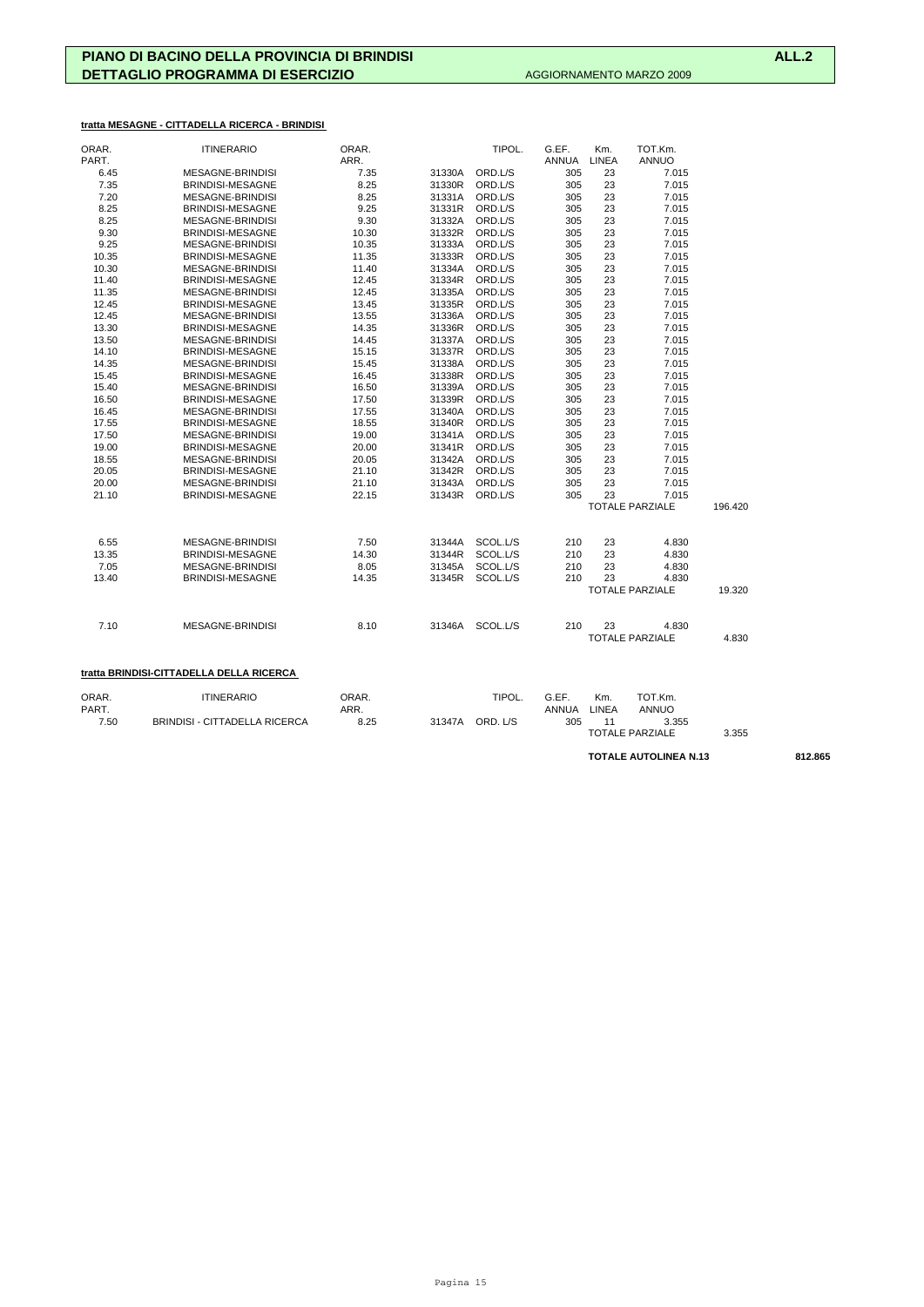**PIANO DI BACINO DELLA PROVINCIA DI BRINDISI** **ALL.2**

**DETTAGLIO PROGRAMMA DI ESERCIZIO** AGGIORNAMENTO MARZO 2009

**tratta MESAGNE - CITTADELLA RICERCA - BRINDISI**

| ORAR. PART. | ITINERARIO | ORAR. ARR. | | TIPOL. | G.EF. ANNUA | Km. LINEA | TOT.Km. ANNUO | |
|---|---|---|---|---|---|---|---|---|
| 6.45 | MESAGNE-BRINDISI | 7.35 | 31330A | ORD.L/S | 305 | 23 | 7.015 | |
| 7.35 | BRINDISI-MESAGNE | 8.25 | 31330R | ORD.L/S | 305 | 23 | 7.015 | |
| 7.20 | MESAGNE-BRINDISI | 8.25 | 31331A | ORD.L/S | 305 | 23 | 7.015 | |
| 8.25 | BRINDISI-MESAGNE | 9.25 | 31331R | ORD.L/S | 305 | 23 | 7.015 | |
| 8.25 | MESAGNE-BRINDISI | 9.30 | 31332A | ORD.L/S | 305 | 23 | 7.015 | |
| 9.30 | BRINDISI-MESAGNE | 10.30 | 31332R | ORD.L/S | 305 | 23 | 7.015 | |
| 9.25 | MESAGNE-BRINDISI | 10.35 | 31333A | ORD.L/S | 305 | 23 | 7.015 | |
| 10.35 | BRINDISI-MESAGNE | 11.35 | 31333R | ORD.L/S | 305 | 23 | 7.015 | |
| 10.30 | MESAGNE-BRINDISI | 11.40 | 31334A | ORD.L/S | 305 | 23 | 7.015 | |
| 11.40 | BRINDISI-MESAGNE | 12.45 | 31334R | ORD.L/S | 305 | 23 | 7.015 | |
| 11.35 | MESAGNE-BRINDISI | 12.45 | 31335A | ORD.L/S | 305 | 23 | 7.015 | |
| 12.45 | BRINDISI-MESAGNE | 13.45 | 31335R | ORD.L/S | 305 | 23 | 7.015 | |
| 12.45 | MESAGNE-BRINDISI | 13.55 | 31336A | ORD.L/S | 305 | 23 | 7.015 | |
| 13.30 | BRINDISI-MESAGNE | 14.35 | 31336R | ORD.L/S | 305 | 23 | 7.015 | |
| 13.50 | MESAGNE-BRINDISI | 14.45 | 31337A | ORD.L/S | 305 | 23 | 7.015 | |
| 14.10 | BRINDISI-MESAGNE | 15.15 | 31337R | ORD.L/S | 305 | 23 | 7.015 | |
| 14.35 | MESAGNE-BRINDISI | 15.45 | 31338A | ORD.L/S | 305 | 23 | 7.015 | |
| 15.45 | BRINDISI-MESAGNE | 16.45 | 31338R | ORD.L/S | 305 | 23 | 7.015 | |
| 15.40 | MESAGNE-BRINDISI | 16.50 | 31339A | ORD.L/S | 305 | 23 | 7.015 | |
| 16.50 | BRINDISI-MESAGNE | 17.50 | 31339R | ORD.L/S | 305 | 23 | 7.015 | |
| 16.45 | MESAGNE-BRINDISI | 17.55 | 31340A | ORD.L/S | 305 | 23 | 7.015 | |
| 17.55 | BRINDISI-MESAGNE | 18.55 | 31340R | ORD.L/S | 305 | 23 | 7.015 | |
| 17.50 | MESAGNE-BRINDISI | 19.00 | 31341A | ORD.L/S | 305 | 23 | 7.015 | |
| 19.00 | BRINDISI-MESAGNE | 20.00 | 31341R | ORD.L/S | 305 | 23 | 7.015 | |
| 18.55 | MESAGNE-BRINDISI | 20.05 | 31342A | ORD.L/S | 305 | 23 | 7.015 | |
| 20.05 | BRINDISI-MESAGNE | 21.10 | 31342R | ORD.L/S | 305 | 23 | 7.015 | |
| 20.00 | MESAGNE-BRINDISI | 21.10 | 31343A | ORD.L/S | 305 | 23 | 7.015 | |
| 21.10 | BRINDISI-MESAGNE | 22.15 | 31343R | ORD.L/S | 305 | 23 | 7.015 | |
| | | | | | | | TOTALE PARZIALE | 196.420 |
| 6.55 | MESAGNE-BRINDISI | 7.50 | 31344A | SCOL.L/S | 210 | 23 | 4.830 | |
| 13.35 | BRINDISI-MESAGNE | 14.30 | 31344R | SCOL.L/S | 210 | 23 | 4.830 | |
| 7.05 | MESAGNE-BRINDISI | 8.05 | 31345A | SCOL.L/S | 210 | 23 | 4.830 | |
| 13.40 | BRINDISI-MESAGNE | 14.35 | 31345R | SCOL.L/S | 210 | 23 | 4.830 | |
| | | | | | | | TOTALE PARZIALE | 19.320 |
| 7.10 | MESAGNE-BRINDISI | 8.10 | 31346A | SCOL.L/S | 210 | 23 | 4.830 | |
| | | | | | | | TOTALE PARZIALE | 4.830 |

**tratta BRINDISI-CITTADELLA DELLA RICERCA**

| ORAR. PART. | ITINERARIO | ORAR. ARR. | | TIPOL. | G.EF. ANNUA | Km. LINEA | TOT.Km. ANNUO | |
|---|---|---|---|---|---|---|---|---|
| 7.50 | BRINDISI - CITTADELLA RICERCA | 8.25 | 31347A | ORD. L/S | 305 | 11 | 3.355 | |
| | | | | | | | TOTALE PARZIALE | 3.355 |

**TOTALE AUTOLINEA N.13** **812.865**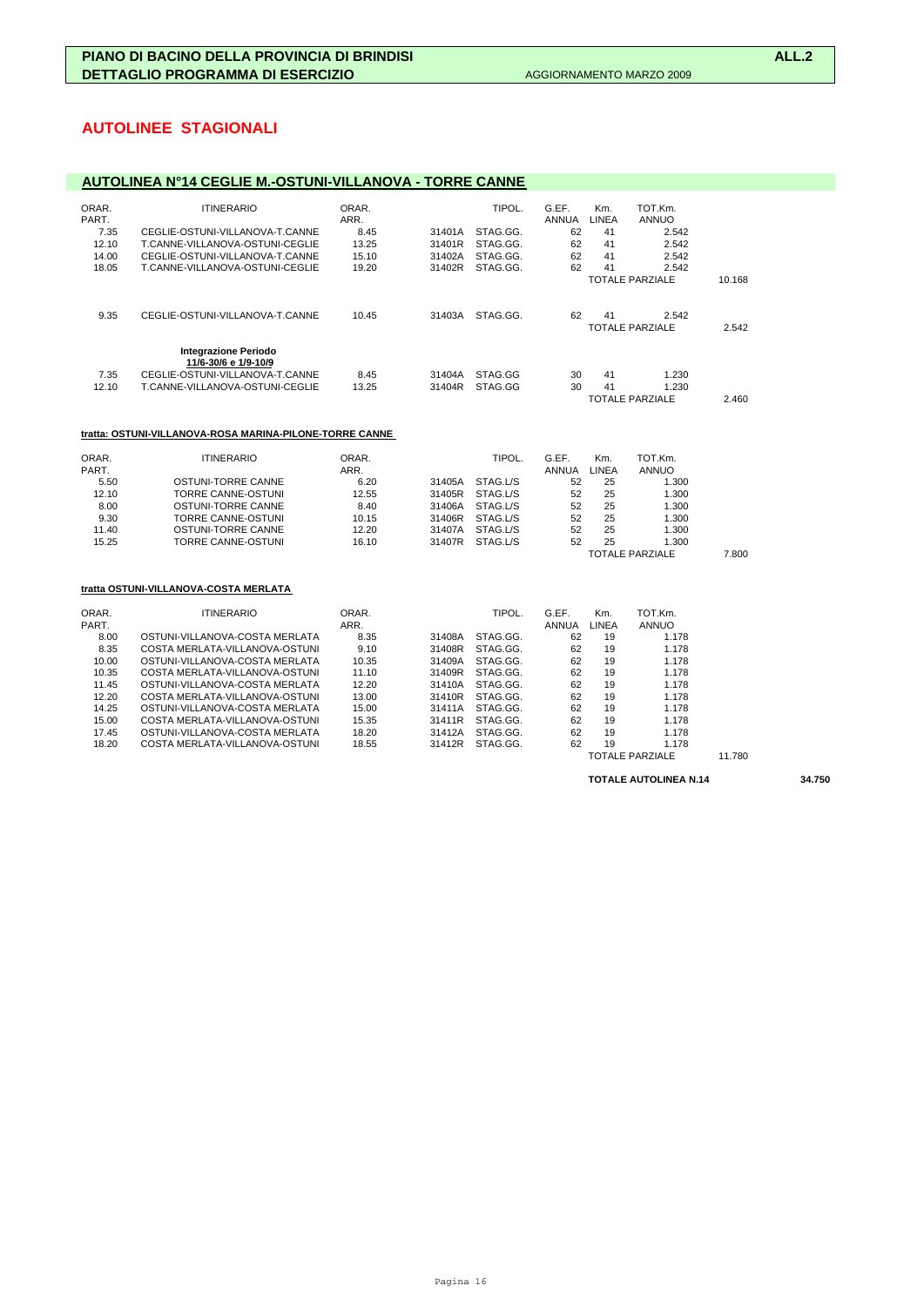**PIANO DI BACINO DELLA PROVINCIA DI BRINDISI** — **ALL.2**

**DETTAGLIO PROGRAMMA DI ESERCIZIO** — AGGIORNAMENTO MARZO 2009

## AUTOLINEE STAGIONALI

### AUTOLINEA N°14 CEGLIE M.-OSTUNI-VILLANOVA - TORRE CANNE

| ORAR. PART. | ITINERARIO | ORAR. ARR. | | TIPOL. | G.EF. ANNUA | Km. LINEA | TOT.Km. ANNUO | |
|---|---|---|---|---|---|---|---|---|
| 7.35 | CEGLIE-OSTUNI-VILLANOVA-T.CANNE | 8.45 | 31401A | STAG.GG. | 62 | 41 | 2.542 | |
| 12.10 | T.CANNE-VILLANOVA-OSTUNI-CEGLIE | 13.25 | 31401R | STAG.GG. | 62 | 41 | 2.542 | |
| 14.00 | CEGLIE-OSTUNI-VILLANOVA-T.CANNE | 15.10 | 31402A | STAG.GG. | 62 | 41 | 2.542 | |
| 18.05 | T.CANNE-VILLANOVA-OSTUNI-CEGLIE | 19.20 | 31402R | STAG.GG. | 62 | 41 | 2.542 | |
| | | | | | | | TOTALE PARZIALE | 10.168 |
| 9.35 | CEGLIE-OSTUNI-VILLANOVA-T.CANNE | 10.45 | 31403A | STAG.GG. | 62 | 41 | 2.542 | |
| | | | | | | | TOTALE PARZIALE | 2.542 |
| | **Integrazione Periodo 11/6-30/6 e 1/9-10/9** | | | | | | | |
| 7.35 | CEGLIE-OSTUNI-VILLANOVA-T.CANNE | 8.45 | 31404A | STAG.GG | 30 | 41 | 1.230 | |
| 12.10 | T.CANNE-VILLANOVA-OSTUNI-CEGLIE | 13.25 | 31404R | STAG.GG | 30 | 41 | 1.230 | |
| | | | | | | | TOTALE PARZIALE | 2.460 |

**tratta: OSTUNI-VILLANOVA-ROSA MARINA-PILONE-TORRE CANNE**

| ORAR. PART. | ITINERARIO | ORAR. ARR. | | TIPOL. | G.EF. ANNUA | Km. LINEA | TOT.Km. ANNUO | |
|---|---|---|---|---|---|---|---|---|
| 5.50 | OSTUNI-TORRE CANNE | 6.20 | 31405A | STAG.L/S | 52 | 25 | 1.300 | |
| 12.10 | TORRE CANNE-OSTUNI | 12.55 | 31405R | STAG.L/S | 52 | 25 | 1.300 | |
| 8.00 | OSTUNI-TORRE CANNE | 8.40 | 31406A | STAG.L/S | 52 | 25 | 1.300 | |
| 9.30 | TORRE CANNE-OSTUNI | 10.15 | 31406R | STAG.L/S | 52 | 25 | 1.300 | |
| 11.40 | OSTUNI-TORRE CANNE | 12.20 | 31407A | STAG.L/S | 52 | 25 | 1.300 | |
| 15.25 | TORRE CANNE-OSTUNI | 16.10 | 31407R | STAG.L/S | 52 | 25 | 1.300 | |
| | | | | | | | TOTALE PARZIALE | 7.800 |

**tratta OSTUNI-VILLANOVA-COSTA MERLATA**

| ORAR. PART. | ITINERARIO | ORAR. ARR. | | TIPOL. | G.EF. ANNUA | Km. LINEA | TOT.Km. ANNUO | |
|---|---|---|---|---|---|---|---|---|
| 8.00 | OSTUNI-VILLANOVA-COSTA MERLATA | 8.35 | 31408A | STAG.GG. | 62 | 19 | 1.178 | |
| 8.35 | COSTA MERLATA-VILLANOVA-OSTUNI | 9.10 | 31408R | STAG.GG. | 62 | 19 | 1.178 | |
| 10.00 | OSTUNI-VILLANOVA-COSTA MERLATA | 10.35 | 31409A | STAG.GG. | 62 | 19 | 1.178 | |
| 10.35 | COSTA MERLATA-VILLANOVA-OSTUNI | 11.10 | 31409R | STAG.GG. | 62 | 19 | 1.178 | |
| 11.45 | OSTUNI-VILLANOVA-COSTA MERLATA | 12.20 | 31410A | STAG.GG. | 62 | 19 | 1.178 | |
| 12.20 | COSTA MERLATA-VILLANOVA-OSTUNI | 13.00 | 31410R | STAG.GG. | 62 | 19 | 1.178 | |
| 14.25 | OSTUNI-VILLANOVA-COSTA MERLATA | 15.00 | 31411A | STAG.GG. | 62 | 19 | 1.178 | |
| 15.00 | COSTA MERLATA-VILLANOVA-OSTUNI | 15.35 | 31411R | STAG.GG. | 62 | 19 | 1.178 | |
| 17.45 | OSTUNI-VILLANOVA-COSTA MERLATA | 18.20 | 31412A | STAG.GG. | 62 | 19 | 1.178 | |
| 18.20 | COSTA MERLATA-VILLANOVA-OSTUNI | 18.55 | 31412R | STAG.GG. | 62 | 19 | 1.178 | |
| | | | | | | | TOTALE PARZIALE | 11.780 |

**TOTALE AUTOLINEA N.14** — **34.750**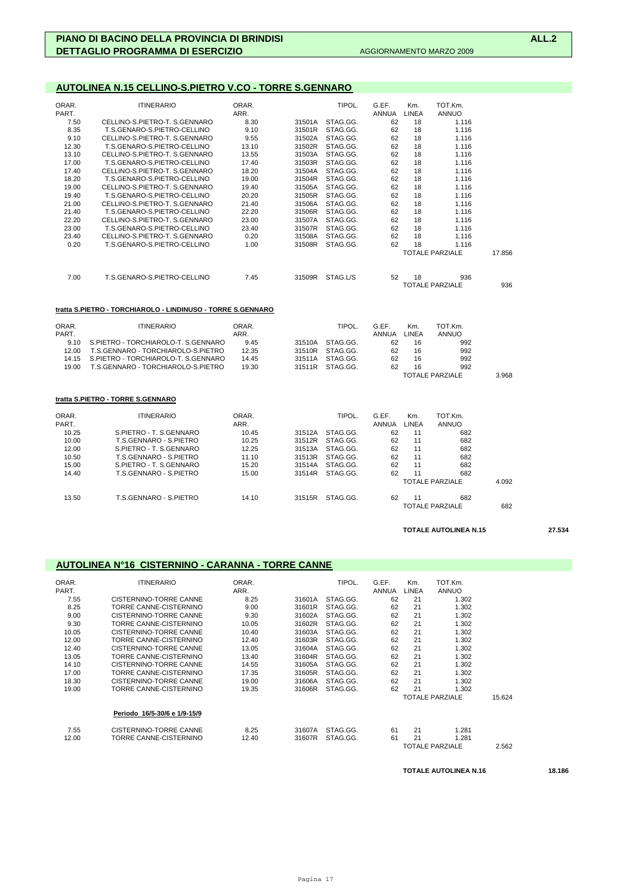**PIANO DI BACINO DELLA PROVINCIA DI BRINDISI** **ALL.2**

**DETTAGLIO PROGRAMMA DI ESERCIZIO** AGGIORNAMENTO MARZO 2009

## AUTOLINEA N.15 CELLINO-S.PIETRO V.CO - TORRE S.GENNARO

| ORAR. PART. | ITINERARIO | ORAR. ARR. | | TIPOL. | G.EF. ANNUA | Km. LINEA | TOT.Km. ANNUO | |
|---|---|---|---|---|---|---|---|---|
| 7.50 | CELLINO-S.PIETRO-T. S.GENNARO | 8.30 | 31501A | STAG.GG. | 62 | 18 | 1.116 | |
| 8.35 | T.S.GENARO-S.PIETRO-CELLINO | 9.10 | 31501R | STAG.GG. | 62 | 18 | 1.116 | |
| 9.10 | CELLINO-S.PIETRO-T. S.GENNARO | 9.55 | 31502A | STAG.GG. | 62 | 18 | 1.116 | |
| 12.30 | T.S.GENARO-S.PIETRO-CELLINO | 13.10 | 31502R | STAG.GG. | 62 | 18 | 1.116 | |
| 13.10 | CELLINO-S.PIETRO-T. S.GENNARO | 13.55 | 31503A | STAG.GG. | 62 | 18 | 1.116 | |
| 17.00 | T.S.GENARO-S.PIETRO-CELLINO | 17.40 | 31503R | STAG.GG. | 62 | 18 | 1.116 | |
| 17.40 | CELLINO-S.PIETRO-T. S.GENNARO | 18.20 | 31504A | STAG.GG. | 62 | 18 | 1.116 | |
| 18.20 | T.S.GENARO-S.PIETRO-CELLINO | 19.00 | 31504R | STAG.GG. | 62 | 18 | 1.116 | |
| 19.00 | CELLINO-S.PIETRO-T. S.GENNARO | 19.40 | 31505A | STAG.GG. | 62 | 18 | 1.116 | |
| 19.40 | T.S.GENARO-S.PIETRO-CELLINO | 20.20 | 31505R | STAG.GG. | 62 | 18 | 1.116 | |
| 21.00 | CELLINO-S.PIETRO-T. S.GENNARO | 21.40 | 31506A | STAG.GG. | 62 | 18 | 1.116 | |
| 21.40 | T.S.GENARO-S.PIETRO-CELLINO | 22.20 | 31506R | STAG.GG. | 62 | 18 | 1.116 | |
| 22.20 | CELLINO-S.PIETRO-T. S.GENNARO | 23.00 | 31507A | STAG.GG. | 62 | 18 | 1.116 | |
| 23.00 | T.S.GENARO-S.PIETRO-CELLINO | 23.40 | 31507R | STAG.GG. | 62 | 18 | 1.116 | |
| 23.40 | CELLINO-S.PIETRO-T. S.GENNARO | 0.20 | 31508A | STAG.GG. | 62 | 18 | 1.116 | |
| 0.20 | T.S.GENARO-S.PIETRO-CELLINO | 1.00 | 31508R | STAG.GG. | 62 | 18 | 1.116 | |
| | | | | | | | TOTALE PARZIALE | 17.856 |
| 7.00 | T.S.GENARO-S.PIETRO-CELLINO | 7.45 | 31509R | STAG.L/S | 52 | 18 | 936 | |
| | | | | | | | TOTALE PARZIALE | 936 |

**tratta S.PIETRO - TORCHIAROLO - LINDINUSO - TORRE S.GENNARO**

| ORAR. PART. | ITINERARIO | ORAR. ARR. | | TIPOL. | G.EF. ANNUA | Km. LINEA | TOT.Km. ANNUO | |
|---|---|---|---|---|---|---|---|---|
| 9.10 | S.PIETRO - TORCHIAROLO-T. S.GENNARO | 9.45 | 31510A | STAG.GG. | 62 | 16 | 992 | |
| 12.00 | T.S.GENNARO - TORCHIAROLO-S.PIETRO | 12.35 | 31510R | STAG.GG. | 62 | 16 | 992 | |
| 14.15 | S.PIETRO - TORCHIAROLO-T. S.GENNARO | 14.45 | 31511A | STAG.GG. | 62 | 16 | 992 | |
| 19.00 | T.S.GENNARO - TORCHIAROLO-S.PIETRO | 19.30 | 31511R | STAG.GG. | 62 | 16 | 992 | |
| | | | | | | | TOTALE PARZIALE | 3.968 |

**tratta S.PIETRO - TORRE S.GENNARO**

| ORAR. PART. | ITINERARIO | ORAR. ARR. | | TIPOL. | G.EF. ANNUA | Km. LINEA | TOT.Km. ANNUO | |
|---|---|---|---|---|---|---|---|---|
| 10.25 | S.PIETRO - T. S.GENNARO | 10.45 | 31512A | STAG.GG. | 62 | 11 | 682 | |
| 10.00 | T.S.GENNARO - S.PIETRO | 10.25 | 31512R | STAG.GG. | 62 | 11 | 682 | |
| 12.00 | S.PIETRO - T. S.GENNARO | 12.25 | 31513A | STAG.GG. | 62 | 11 | 682 | |
| 10.50 | T.S.GENNARO - S.PIETRO | 11.10 | 31513R | STAG.GG. | 62 | 11 | 682 | |
| 15.00 | S.PIETRO - T. S.GENNARO | 15.20 | 31514A | STAG.GG. | 62 | 11 | 682 | |
| 14.40 | T.S.GENNARO - S.PIETRO | 15.00 | 31514R | STAG.GG. | 62 | 11 | 682 | |
| | | | | | | | TOTALE PARZIALE | 4.092 |
| 13.50 | T.S.GENNARO - S.PIETRO | 14.10 | 31515R | STAG.GG. | 62 | 11 | 682 | |
| | | | | | | | TOTALE PARZIALE | 682 |

**TOTALE AUTOLINEA N.15** **27.534**

## AUTOLINEA N°16 CISTERNINO - CARANNA - TORRE CANNE

| ORAR. PART. | ITINERARIO | ORAR. ARR. | | TIPOL. | G.EF. ANNUA | Km. LINEA | TOT.Km. ANNUO | |
|---|---|---|---|---|---|---|---|---|
| 7.55 | CISTERNINO-TORRE CANNE | 8.25 | 31601A | STAG.GG. | 62 | 21 | 1.302 | |
| 8.25 | TORRE CANNE-CISTERNINO | 9.00 | 31601R | STAG.GG. | 62 | 21 | 1.302 | |
| 9.00 | CISTERNINO-TORRE CANNE | 9.30 | 31602A | STAG.GG. | 62 | 21 | 1.302 | |
| 9.30 | TORRE CANNE-CISTERNINO | 10.05 | 31602R | STAG.GG. | 62 | 21 | 1.302 | |
| 10.05 | CISTERNINO-TORRE CANNE | 10.40 | 31603A | STAG.GG. | 62 | 21 | 1.302 | |
| 12.00 | TORRE CANNE-CISTERNINO | 12.40 | 31603R | STAG.GG. | 62 | 21 | 1.302 | |
| 12.40 | CISTERNINO-TORRE CANNE | 13.05 | 31604A | STAG.GG. | 62 | 21 | 1.302 | |
| 13.05 | TORRE CANNE-CISTERNINO | 13.40 | 31604R | STAG.GG. | 62 | 21 | 1.302 | |
| 14.10 | CISTERNINO-TORRE CANNE | 14.55 | 31605A | STAG.GG. | 62 | 21 | 1.302 | |
| 17.00 | TORRE CANNE-CISTERNINO | 17.35 | 31605R | STAG.GG. | 62 | 21 | 1.302 | |
| 18.30 | CISTERNINO-TORRE CANNE | 19.00 | 31606A | STAG.GG. | 62 | 21 | 1.302 | |
| 19.00 | TORRE CANNE-CISTERNINO | 19.35 | 31606R | STAG.GG. | 62 | 21 | 1.302 | |
| | | | | | | | TOTALE PARZIALE | 15.624 |
| | **Periodo 16/5-30/6 e 1/9-15/9** | | | | | | | |
| 7.55 | CISTERNINO-TORRE CANNE | 8.25 | 31607A | STAG.GG. | 61 | 21 | 1.281 | |
| 12.00 | TORRE CANNE-CISTERNINO | 12.40 | 31607R | STAG.GG. | 61 | 21 | 1.281 | |
| | | | | | | | TOTALE PARZIALE | 2.562 |

**TOTALE AUTOLINEA N.16** **18.186**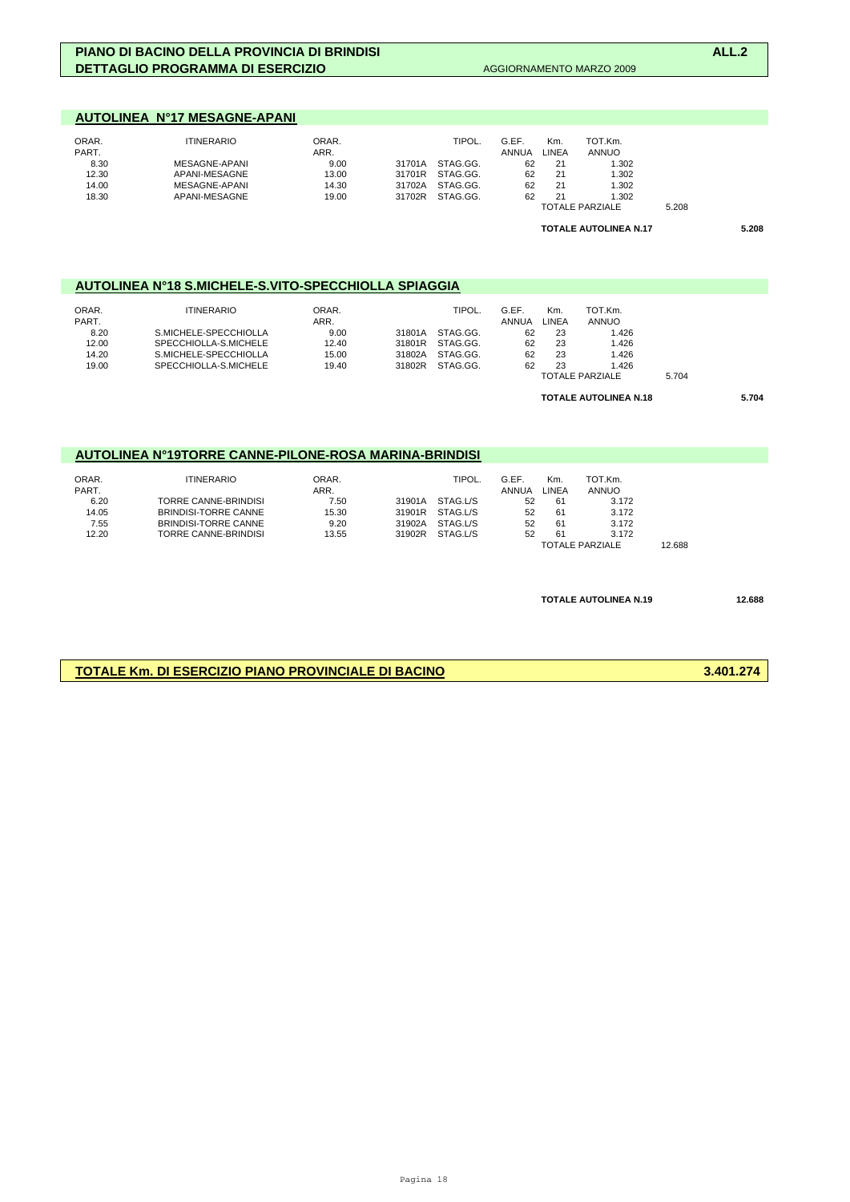**PIANO DI BACINO DELLA PROVINCIA DI BRINDISI** **ALL.2**
**DETTAGLIO PROGRAMMA DI ESERCIZIO** AGGIORNAMENTO MARZO 2009

## AUTOLINEA N°17 MESAGNE-APANI

| ORAR. PART. | ITINERARIO | ORAR. ARR. | | TIPOL. | G.EF. ANNUA | Km. LINEA | TOT.Km. ANNUO | |
|---|---|---|---|---|---|---|---|---|
| 8.30 | MESAGNE-APANI | 9.00 | 31701A | STAG.GG. | 62 | 21 | 1.302 | |
| 12.30 | APANI-MESAGNE | 13.00 | 31701R | STAG.GG. | 62 | 21 | 1.302 | |
| 14.00 | MESAGNE-APANI | 14.30 | 31702A | STAG.GG. | 62 | 21 | 1.302 | |
| 18.30 | APANI-MESAGNE | 19.00 | 31702R | STAG.GG. | 62 | 21 | 1.302 | |
| | | | | | | TOTALE PARZIALE | | 5.208 |

**TOTALE AUTOLINEA N.17** **5.208**

## AUTOLINEA N°18 S.MICHELE-S.VITO-SPECCHIOLLA SPIAGGIA

| ORAR. PART. | ITINERARIO | ORAR. ARR. | | TIPOL. | G.EF. ANNUA | Km. LINEA | TOT.Km. ANNUO | |
|---|---|---|---|---|---|---|---|---|
| 8.20 | S.MICHELE-SPECCHIOLLA | 9.00 | 31801A | STAG.GG. | 62 | 23 | 1.426 | |
| 12.00 | SPECCHIOLLA-S.MICHELE | 12.40 | 31801R | STAG.GG. | 62 | 23 | 1.426 | |
| 14.20 | S.MICHELE-SPECCHIOLLA | 15.00 | 31802A | STAG.GG. | 62 | 23 | 1.426 | |
| 19.00 | SPECCHIOLLA-S.MICHELE | 19.40 | 31802R | STAG.GG. | 62 | 23 | 1.426 | |
| | | | | | | TOTALE PARZIALE | | 5.704 |

**TOTALE AUTOLINEA N.18** **5.704**

## AUTOLINEA N°19TORRE CANNE-PILONE-ROSA MARINA-BRINDISI

| ORAR. PART. | ITINERARIO | ORAR. ARR. | | TIPOL. | G.EF. ANNUA | Km. LINEA | TOT.Km. ANNUO | |
|---|---|---|---|---|---|---|---|---|
| 6.20 | TORRE CANNE-BRINDISI | 7.50 | 31901A | STAG.L/S | 52 | 61 | 3.172 | |
| 14.05 | BRINDISI-TORRE CANNE | 15.30 | 31901R | STAG.L/S | 52 | 61 | 3.172 | |
| 7.55 | BRINDISI-TORRE CANNE | 9.20 | 31902A | STAG.L/S | 52 | 61 | 3.172 | |
| 12.20 | TORRE CANNE-BRINDISI | 13.55 | 31902R | STAG.L/S | 52 | 61 | 3.172 | |
| | | | | | | TOTALE PARZIALE | | 12.688 |

**TOTALE AUTOLINEA N.19** **12.688**

**TOTALE Km. DI ESERCIZIO PIANO PROVINCIALE DI BACINO** **3.401.274**